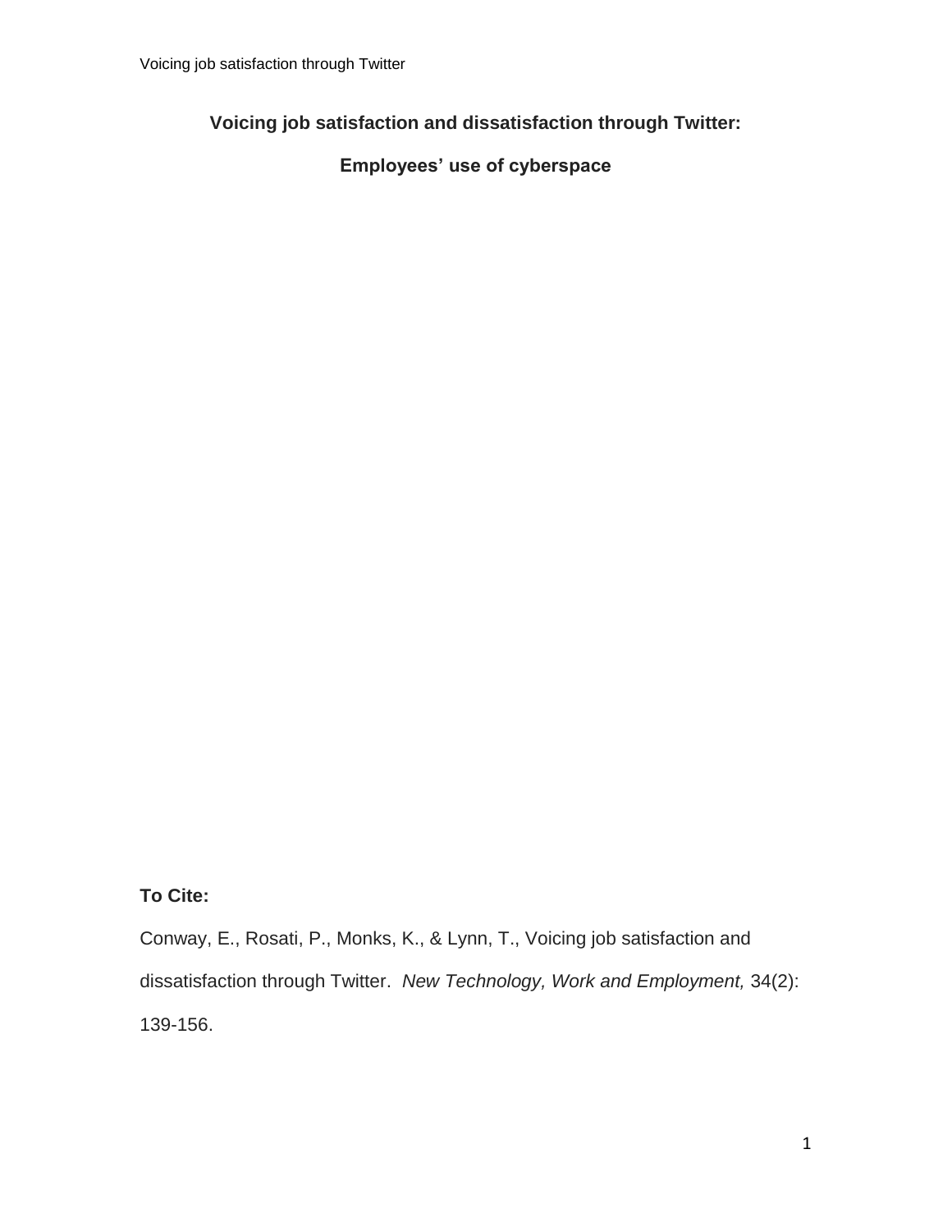# Voicing job satisfaction and dissatisfaction through Twitter:

## Employees' use of cyberspace

**To Cite:**

Conway, E., Rosati, P., Monks, K., & Lynn, T., Voicing job satisfaction and dissatisfaction through Twitter. *New Technology, Work and Employment,* 34(2): 139-156.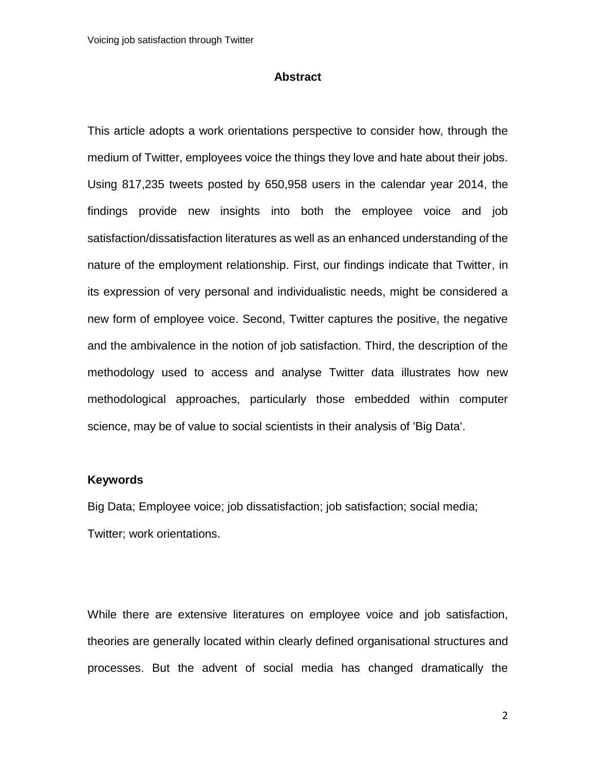## Abstract

This article adopts a work orientations perspective to consider how, through the medium of Twitter, employees voice the things they love and hate about their jobs. Using 817,235 tweets posted by 650,958 users in the calendar year 2014, the findings provide new insights into both the employee voice and job satisfaction/dissatisfaction literatures as well as an enhanced understanding of the nature of the employment relationship. First, our findings indicate that Twitter, in its expression of very personal and individualistic needs, might be considered a new form of employee voice. Second, Twitter captures the positive, the negative and the ambivalence in the notion of job satisfaction. Third, the description of the methodology used to access and analyse Twitter data illustrates how new methodological approaches, particularly those embedded within computer science, may be of value to social scientists in their analysis of 'Big Data'.

**Keywords**

Big Data; Employee voice; job dissatisfaction; job satisfaction; social media; Twitter; work orientations.

While there are extensive literatures on employee voice and job satisfaction, theories are generally located within clearly defined organisational structures and processes. But the advent of social media has changed dramatically the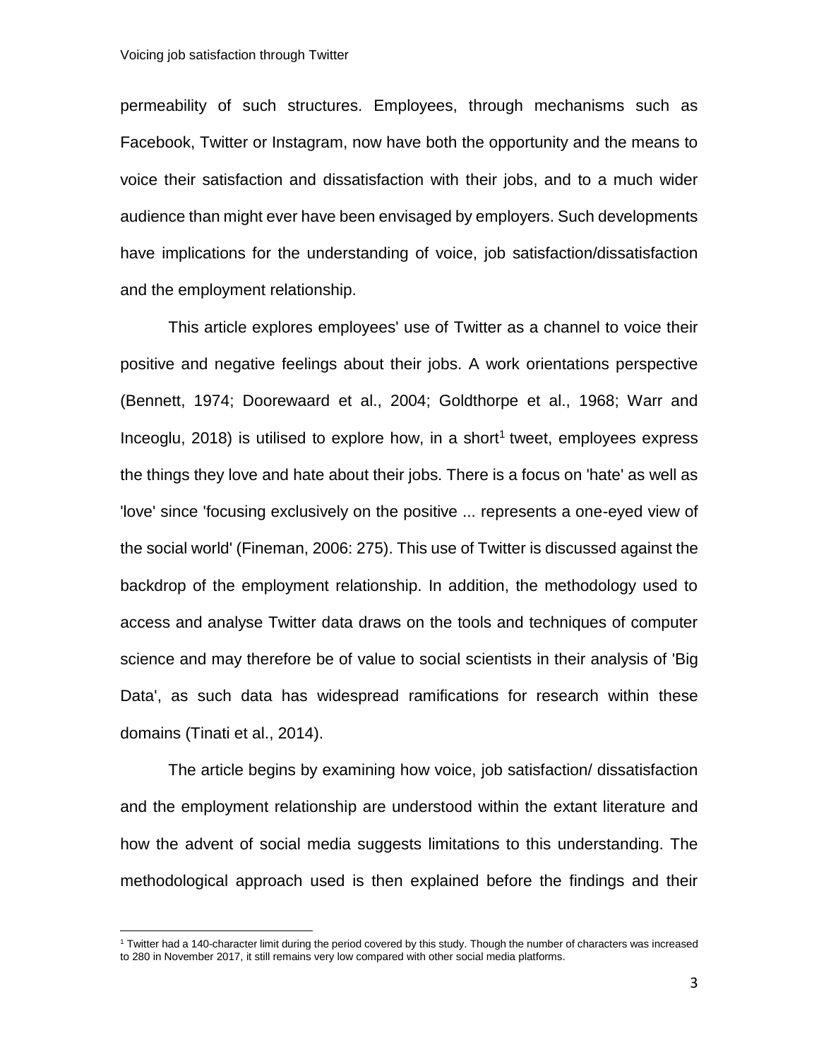permeability of such structures. Employees, through mechanisms such as Facebook, Twitter or Instagram, now have both the opportunity and the means to voice their satisfaction and dissatisfaction with their jobs, and to a much wider audience than might ever have been envisaged by employers. Such developments have implications for the understanding of voice, job satisfaction/dissatisfaction and the employment relationship.

This article explores employees' use of Twitter as a channel to voice their positive and negative feelings about their jobs. A work orientations perspective (Bennett, 1974; Doorewaard et al., 2004; Goldthorpe et al., 1968; Warr and Inceoglu, 2018) is utilised to explore how, in a short[1] tweet, employees express the things they love and hate about their jobs. There is a focus on 'hate' as well as 'love' since 'focusing exclusively on the positive ... represents a one-eyed view of the social world' (Fineman, 2006: 275). This use of Twitter is discussed against the backdrop of the employment relationship. In addition, the methodology used to access and analyse Twitter data draws on the tools and techniques of computer science and may therefore be of value to social scientists in their analysis of 'Big Data', as such data has widespread ramifications for research within these domains (Tinati et al., 2014).

The article begins by examining how voice, job satisfaction/ dissatisfaction and the employment relationship are understood within the extant literature and how the advent of social media suggests limitations to this understanding. The methodological approach used is then explained before the findings and their

[1] Twitter had a 140-character limit during the period covered by this study. Though the number of characters was increased to 280 in November 2017, it still remains very low compared with other social media platforms.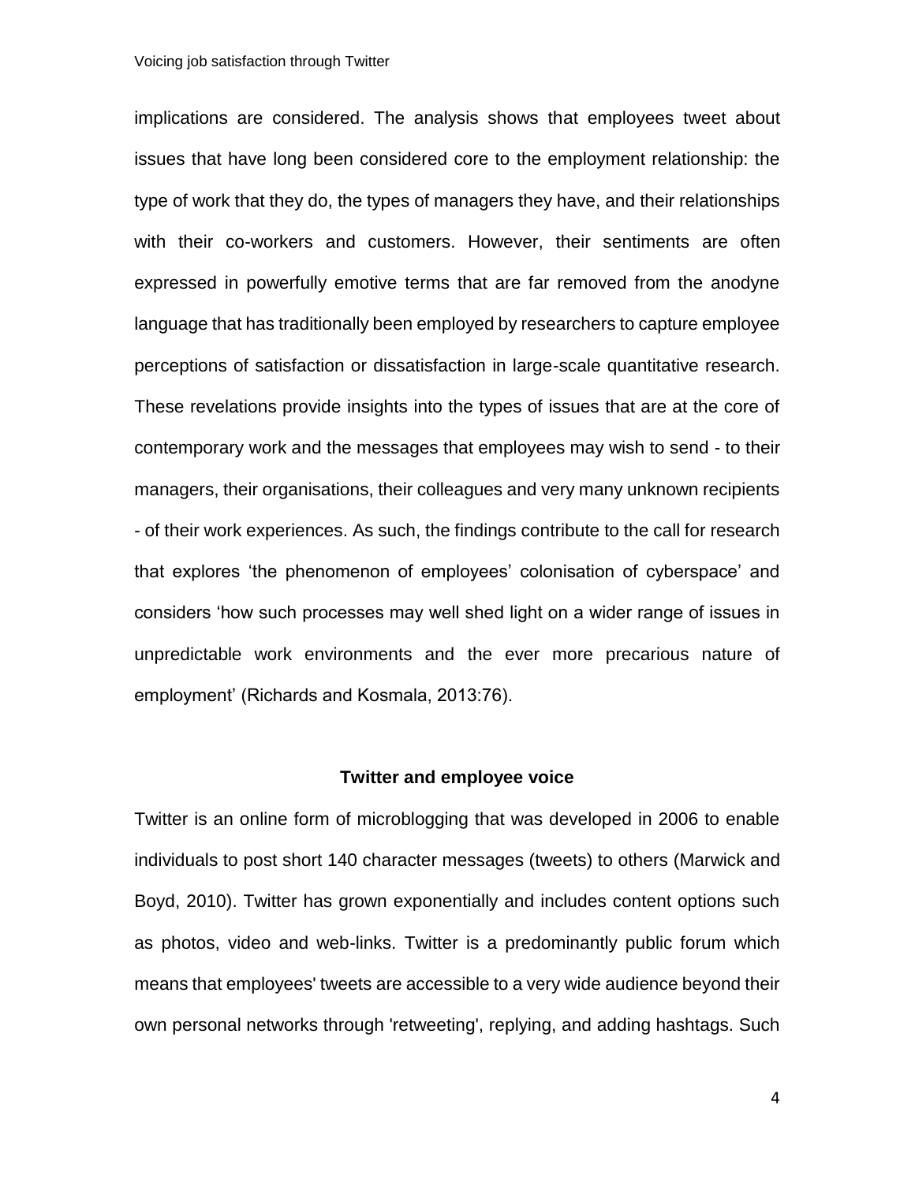implications are considered. The analysis shows that employees tweet about issues that have long been considered core to the employment relationship: the type of work that they do, the types of managers they have, and their relationships with their co-workers and customers. However, their sentiments are often expressed in powerfully emotive terms that are far removed from the anodyne language that has traditionally been employed by researchers to capture employee perceptions of satisfaction or dissatisfaction in large-scale quantitative research. These revelations provide insights into the types of issues that are at the core of contemporary work and the messages that employees may wish to send - to their managers, their organisations, their colleagues and very many unknown recipients - of their work experiences. As such, the findings contribute to the call for research that explores 'the phenomenon of employees' colonisation of cyberspace' and considers 'how such processes may well shed light on a wider range of issues in unpredictable work environments and the ever more precarious nature of employment' (Richards and Kosmala, 2013:76).

## Twitter and employee voice

Twitter is an online form of microblogging that was developed in 2006 to enable individuals to post short 140 character messages (tweets) to others (Marwick and Boyd, 2010). Twitter has grown exponentially and includes content options such as photos, video and web-links. Twitter is a predominantly public forum which means that employees' tweets are accessible to a very wide audience beyond their own personal networks through 'retweeting', replying, and adding hashtags. Such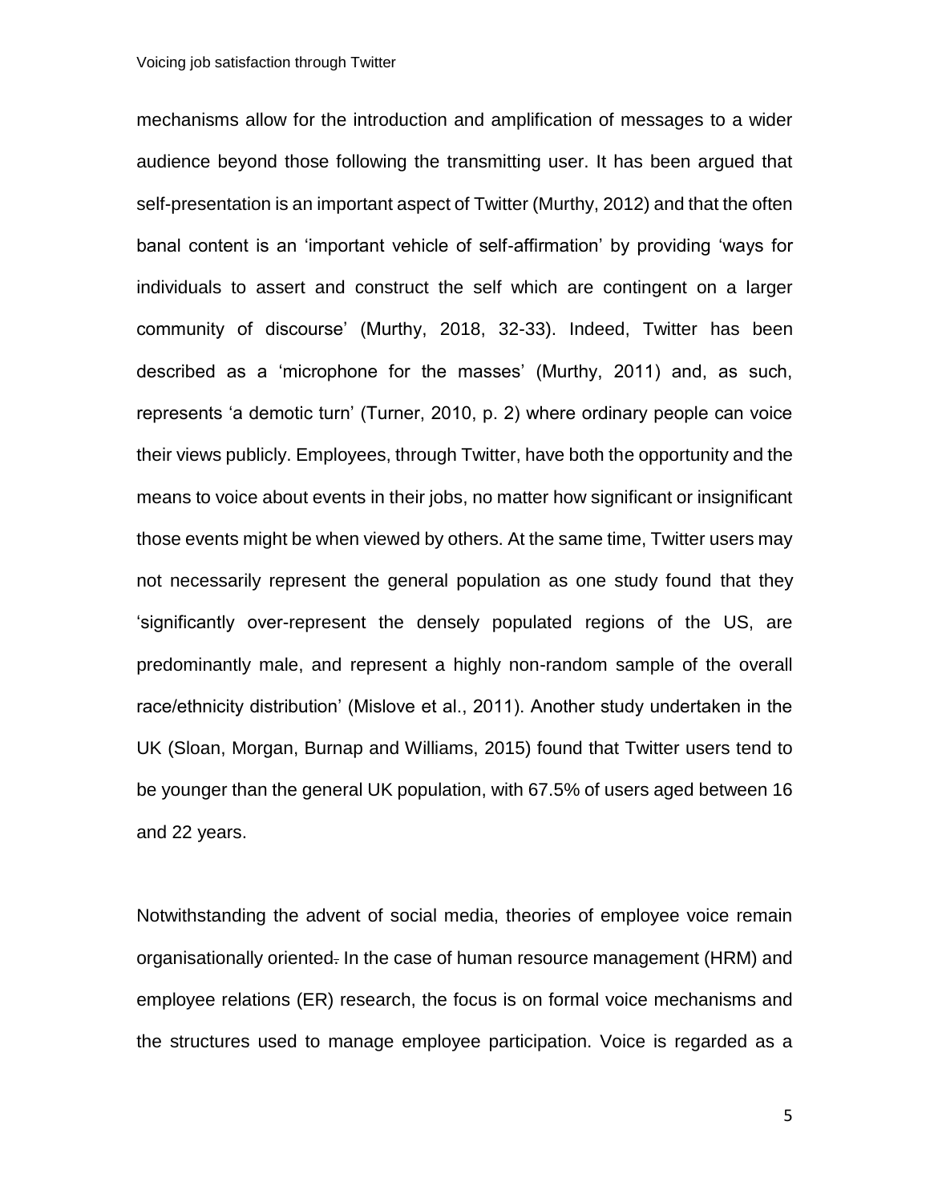mechanisms allow for the introduction and amplification of messages to a wider audience beyond those following the transmitting user. It has been argued that self-presentation is an important aspect of Twitter (Murthy, 2012) and that the often banal content is an 'important vehicle of self-affirmation' by providing 'ways for individuals to assert and construct the self which are contingent on a larger community of discourse' (Murthy, 2018, 32-33). Indeed, Twitter has been described as a 'microphone for the masses' (Murthy, 2011) and, as such, represents 'a demotic turn' (Turner, 2010, p. 2) where ordinary people can voice their views publicly. Employees, through Twitter, have both the opportunity and the means to voice about events in their jobs, no matter how significant or insignificant those events might be when viewed by others. At the same time, Twitter users may not necessarily represent the general population as one study found that they 'significantly over-represent the densely populated regions of the US, are predominantly male, and represent a highly non-random sample of the overall race/ethnicity distribution' (Mislove et al., 2011). Another study undertaken in the UK (Sloan, Morgan, Burnap and Williams, 2015) found that Twitter users tend to be younger than the general UK population, with 67.5% of users aged between 16 and 22 years.

Notwithstanding the advent of social media, theories of employee voice remain organisationally oriented. In the case of human resource management (HRM) and employee relations (ER) research, the focus is on formal voice mechanisms and the structures used to manage employee participation. Voice is regarded as a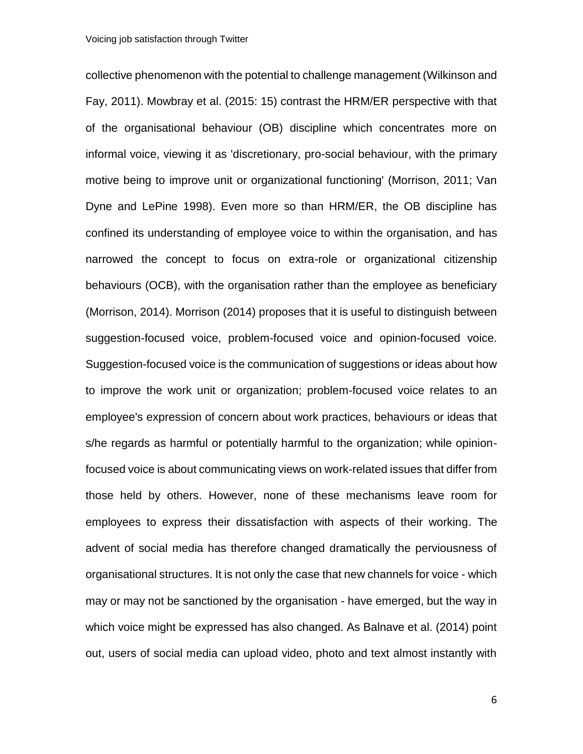collective phenomenon with the potential to challenge management (Wilkinson and Fay, 2011). Mowbray et al. (2015: 15) contrast the HRM/ER perspective with that of the organisational behaviour (OB) discipline which concentrates more on informal voice, viewing it as 'discretionary, pro-social behaviour, with the primary motive being to improve unit or organizational functioning' (Morrison, 2011; Van Dyne and LePine 1998). Even more so than HRM/ER, the OB discipline has confined its understanding of employee voice to within the organisation, and has narrowed the concept to focus on extra-role or organizational citizenship behaviours (OCB), with the organisation rather than the employee as beneficiary (Morrison, 2014). Morrison (2014) proposes that it is useful to distinguish between suggestion-focused voice, problem-focused voice and opinion-focused voice. Suggestion-focused voice is the communication of suggestions or ideas about how to improve the work unit or organization; problem-focused voice relates to an employee's expression of concern about work practices, behaviours or ideas that s/he regards as harmful or potentially harmful to the organization; while opinion-focused voice is about communicating views on work-related issues that differ from those held by others. However, none of these mechanisms leave room for employees to express their dissatisfaction with aspects of their working. The advent of social media has therefore changed dramatically the perviousness of organisational structures. It is not only the case that new channels for voice - which may or may not be sanctioned by the organisation - have emerged, but the way in which voice might be expressed has also changed. As Balnave et al. (2014) point out, users of social media can upload video, photo and text almost instantly with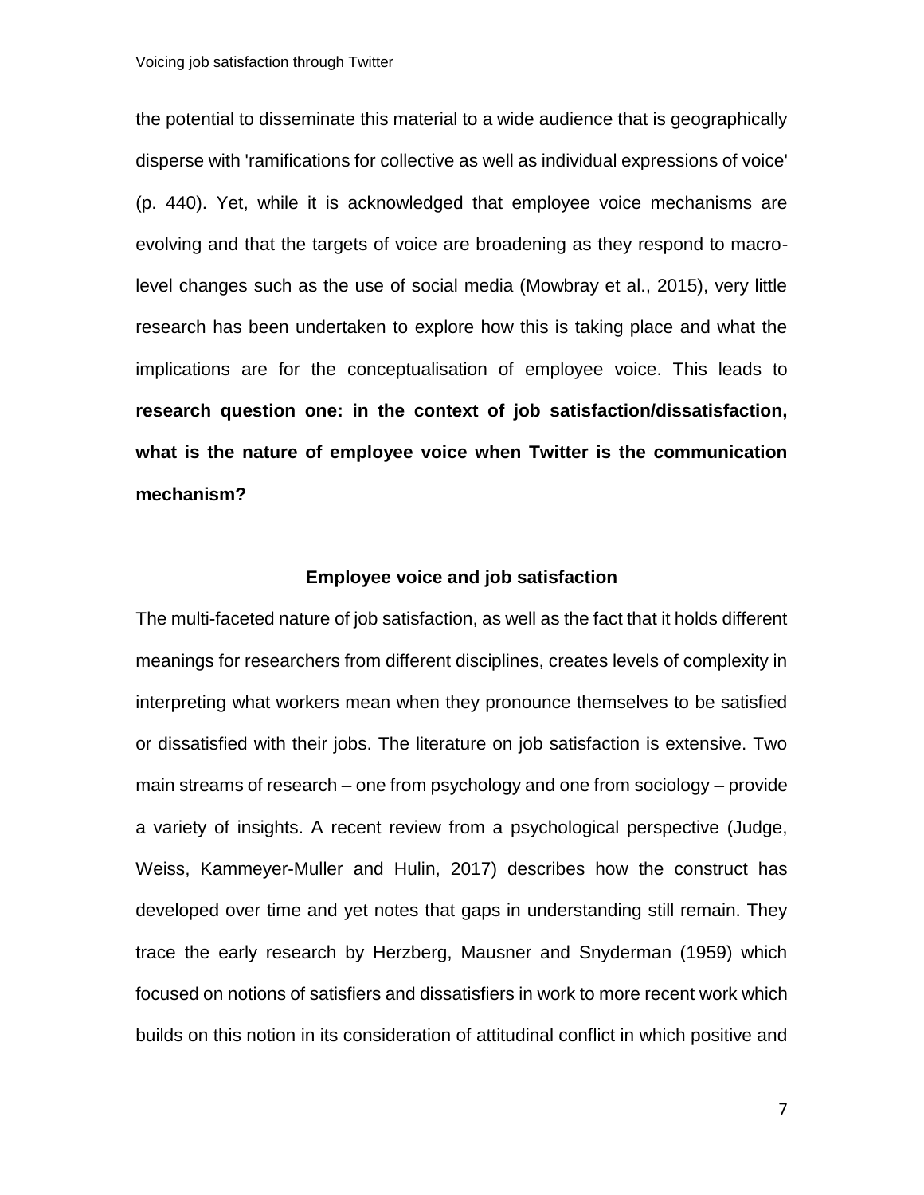the potential to disseminate this material to a wide audience that is geographically disperse with 'ramifications for collective as well as individual expressions of voice' (p. 440). Yet, while it is acknowledged that employee voice mechanisms are evolving and that the targets of voice are broadening as they respond to macro-level changes such as the use of social media (Mowbray et al., 2015), very little research has been undertaken to explore how this is taking place and what the implications are for the conceptualisation of employee voice. This leads to **research question one: in the context of job satisfaction/dissatisfaction, what is the nature of employee voice when Twitter is the communication mechanism?**

## Employee voice and job satisfaction

The multi-faceted nature of job satisfaction, as well as the fact that it holds different meanings for researchers from different disciplines, creates levels of complexity in interpreting what workers mean when they pronounce themselves to be satisfied or dissatisfied with their jobs. The literature on job satisfaction is extensive. Two main streams of research – one from psychology and one from sociology – provide a variety of insights. A recent review from a psychological perspective (Judge, Weiss, Kammeyer-Muller and Hulin, 2017) describes how the construct has developed over time and yet notes that gaps in understanding still remain. They trace the early research by Herzberg, Mausner and Snyderman (1959) which focused on notions of satisfiers and dissatisfiers in work to more recent work which builds on this notion in its consideration of attitudinal conflict in which positive and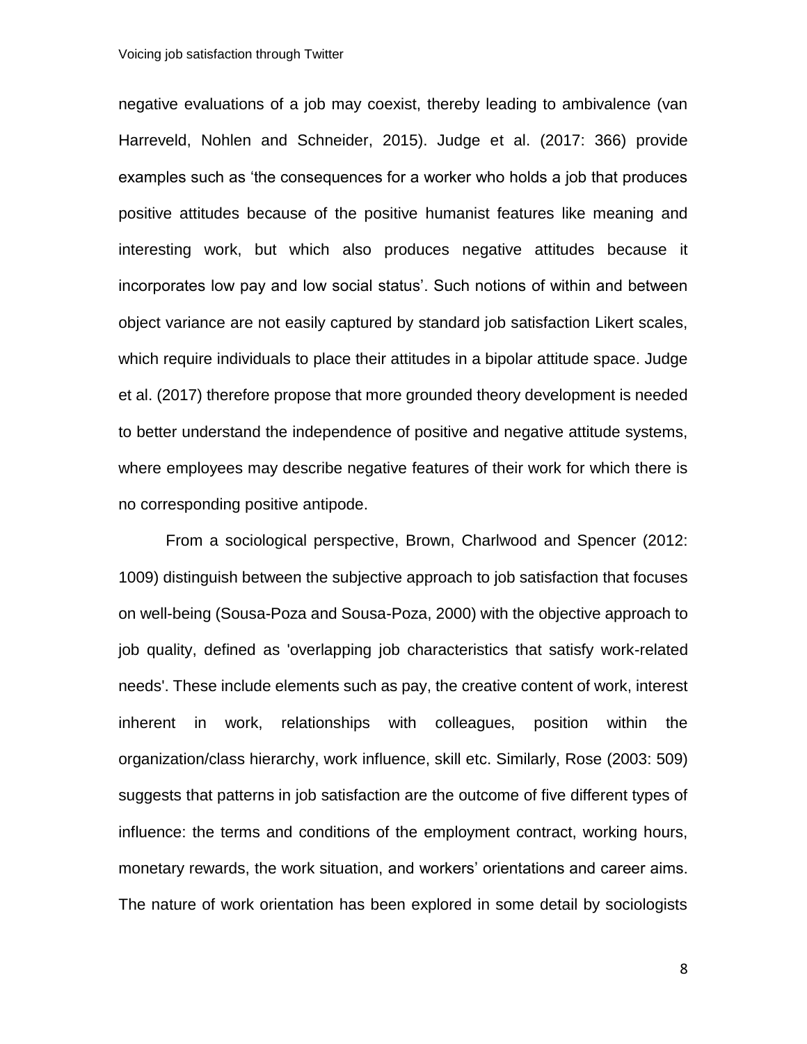negative evaluations of a job may coexist, thereby leading to ambivalence (van Harreveld, Nohlen and Schneider, 2015). Judge et al. (2017: 366) provide examples such as 'the consequences for a worker who holds a job that produces positive attitudes because of the positive humanist features like meaning and interesting work, but which also produces negative attitudes because it incorporates low pay and low social status'. Such notions of within and between object variance are not easily captured by standard job satisfaction Likert scales, which require individuals to place their attitudes in a bipolar attitude space. Judge et al. (2017) therefore propose that more grounded theory development is needed to better understand the independence of positive and negative attitude systems, where employees may describe negative features of their work for which there is no corresponding positive antipode.

From a sociological perspective, Brown, Charlwood and Spencer (2012: 1009) distinguish between the subjective approach to job satisfaction that focuses on well-being (Sousa-Poza and Sousa-Poza, 2000) with the objective approach to job quality, defined as 'overlapping job characteristics that satisfy work-related needs'. These include elements such as pay, the creative content of work, interest inherent in work, relationships with colleagues, position within the organization/class hierarchy, work influence, skill etc. Similarly, Rose (2003: 509) suggests that patterns in job satisfaction are the outcome of five different types of influence: the terms and conditions of the employment contract, working hours, monetary rewards, the work situation, and workers' orientations and career aims. The nature of work orientation has been explored in some detail by sociologists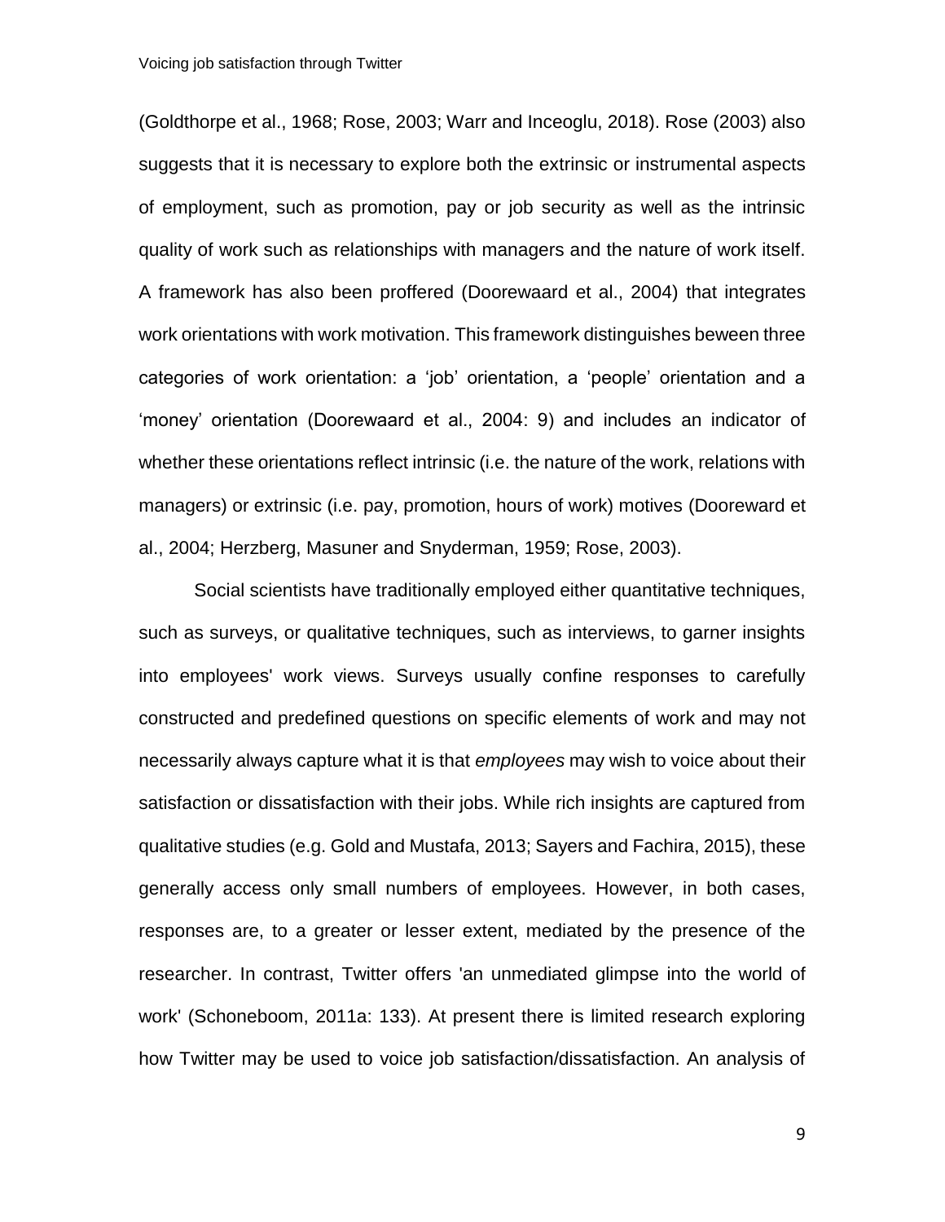(Goldthorpe et al., 1968; Rose, 2003; Warr and Inceoglu, 2018). Rose (2003) also suggests that it is necessary to explore both the extrinsic or instrumental aspects of employment, such as promotion, pay or job security as well as the intrinsic quality of work such as relationships with managers and the nature of work itself. A framework has also been proffered (Doorewaard et al., 2004) that integrates work orientations with work motivation. This framework distinguishes beween three categories of work orientation: a 'job' orientation, a 'people' orientation and a 'money' orientation (Doorewaard et al., 2004: 9) and includes an indicator of whether these orientations reflect intrinsic (i.e. the nature of the work, relations with managers) or extrinsic (i.e. pay, promotion, hours of work) motives (Dooreward et al., 2004; Herzberg, Masuner and Snyderman, 1959; Rose, 2003).

Social scientists have traditionally employed either quantitative techniques, such as surveys, or qualitative techniques, such as interviews, to garner insights into employees' work views. Surveys usually confine responses to carefully constructed and predefined questions on specific elements of work and may not necessarily always capture what it is that *employees* may wish to voice about their satisfaction or dissatisfaction with their jobs. While rich insights are captured from qualitative studies (e.g. Gold and Mustafa, 2013; Sayers and Fachira, 2015), these generally access only small numbers of employees. However, in both cases, responses are, to a greater or lesser extent, mediated by the presence of the researcher. In contrast, Twitter offers 'an unmediated glimpse into the world of work' (Schoneboom, 2011a: 133). At present there is limited research exploring how Twitter may be used to voice job satisfaction/dissatisfaction. An analysis of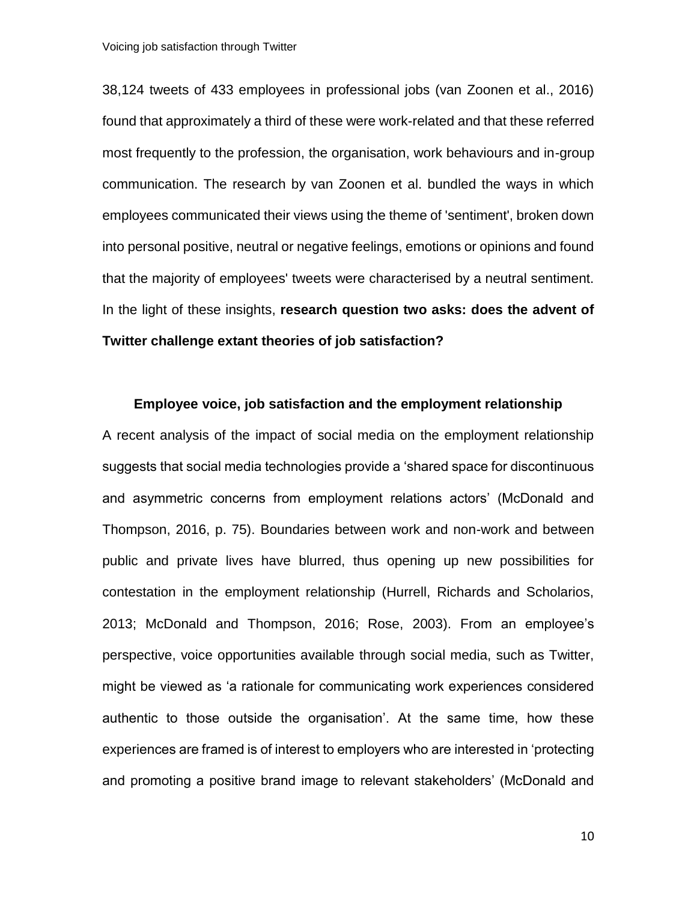38,124 tweets of 433 employees in professional jobs (van Zoonen et al., 2016) found that approximately a third of these were work-related and that these referred most frequently to the profession, the organisation, work behaviours and in-group communication. The research by van Zoonen et al. bundled the ways in which employees communicated their views using the theme of 'sentiment', broken down into personal positive, neutral or negative feelings, emotions or opinions and found that the majority of employees' tweets were characterised by a neutral sentiment. In the light of these insights, **research question two asks: does the advent of Twitter challenge extant theories of job satisfaction?**

## Employee voice, job satisfaction and the employment relationship

A recent analysis of the impact of social media on the employment relationship suggests that social media technologies provide a 'shared space for discontinuous and asymmetric concerns from employment relations actors' (McDonald and Thompson, 2016, p. 75). Boundaries between work and non-work and between public and private lives have blurred, thus opening up new possibilities for contestation in the employment relationship (Hurrell, Richards and Scholarios, 2013; McDonald and Thompson, 2016; Rose, 2003). From an employee's perspective, voice opportunities available through social media, such as Twitter, might be viewed as 'a rationale for communicating work experiences considered authentic to those outside the organisation'. At the same time, how these experiences are framed is of interest to employers who are interested in 'protecting and promoting a positive brand image to relevant stakeholders' (McDonald and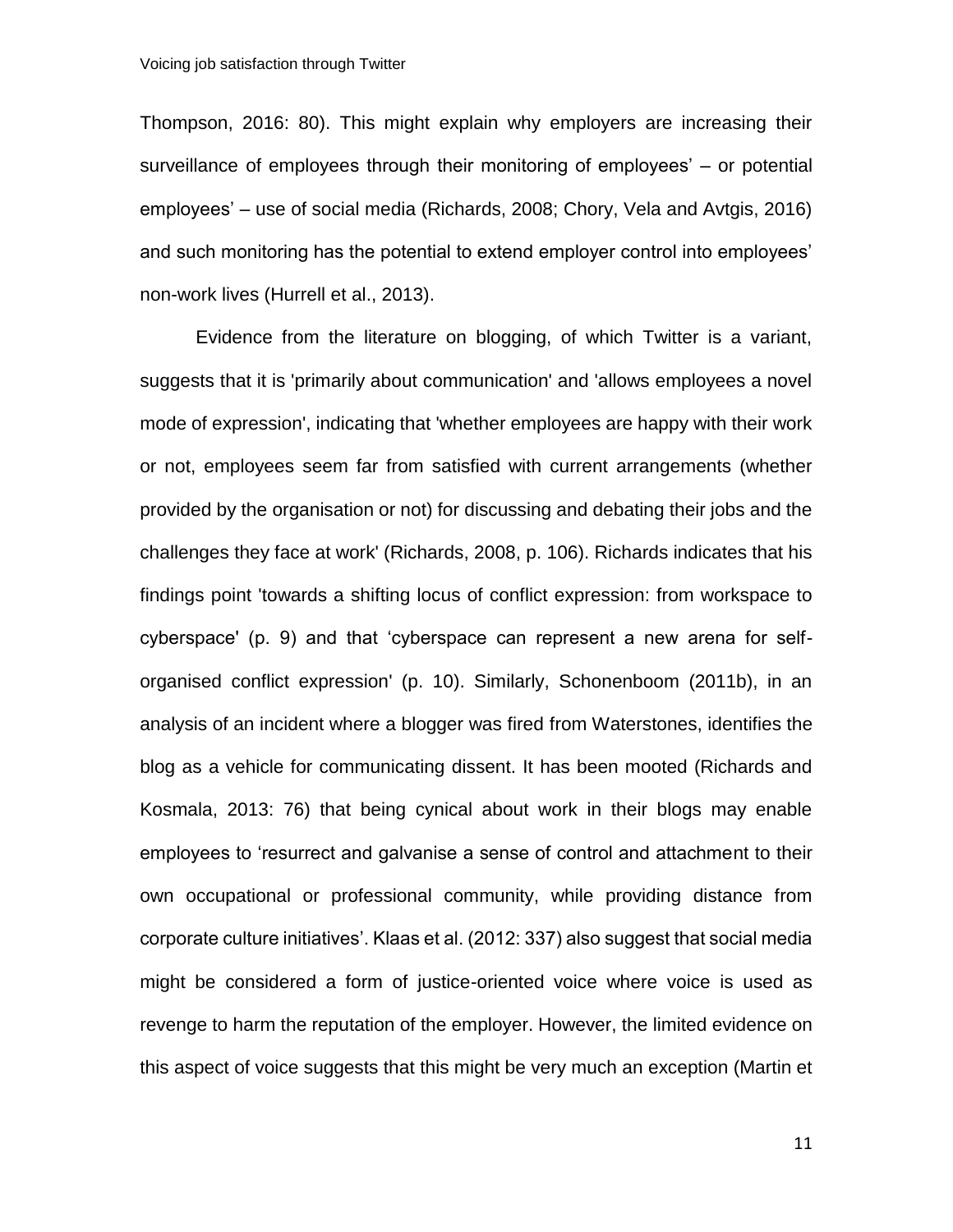Thompson, 2016: 80). This might explain why employers are increasing their surveillance of employees through their monitoring of employees' – or potential employees' – use of social media (Richards, 2008; Chory, Vela and Avtgis, 2016) and such monitoring has the potential to extend employer control into employees' non-work lives (Hurrell et al., 2013).

Evidence from the literature on blogging, of which Twitter is a variant, suggests that it is 'primarily about communication' and 'allows employees a novel mode of expression', indicating that 'whether employees are happy with their work or not, employees seem far from satisfied with current arrangements (whether provided by the organisation or not) for discussing and debating their jobs and the challenges they face at work' (Richards, 2008, p. 106). Richards indicates that his findings point 'towards a shifting locus of conflict expression: from workspace to cyberspace' (p. 9) and that 'cyberspace can represent a new arena for self-organised conflict expression' (p. 10). Similarly, Schonenboom (2011b), in an analysis of an incident where a blogger was fired from Waterstones, identifies the blog as a vehicle for communicating dissent. It has been mooted (Richards and Kosmala, 2013: 76) that being cynical about work in their blogs may enable employees to 'resurrect and galvanise a sense of control and attachment to their own occupational or professional community, while providing distance from corporate culture initiatives'. Klaas et al. (2012: 337) also suggest that social media might be considered a form of justice-oriented voice where voice is used as revenge to harm the reputation of the employer. However, the limited evidence on this aspect of voice suggests that this might be very much an exception (Martin et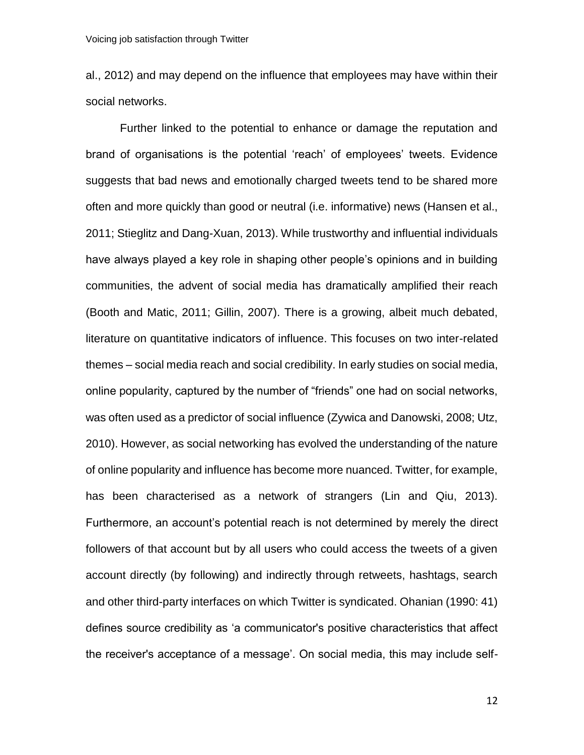al., 2012) and may depend on the influence that employees may have within their social networks.

Further linked to the potential to enhance or damage the reputation and brand of organisations is the potential 'reach' of employees' tweets. Evidence suggests that bad news and emotionally charged tweets tend to be shared more often and more quickly than good or neutral (i.e. informative) news (Hansen et al., 2011; Stieglitz and Dang-Xuan, 2013). While trustworthy and influential individuals have always played a key role in shaping other people's opinions and in building communities, the advent of social media has dramatically amplified their reach (Booth and Matic, 2011; Gillin, 2007). There is a growing, albeit much debated, literature on quantitative indicators of influence. This focuses on two inter-related themes – social media reach and social credibility. In early studies on social media, online popularity, captured by the number of "friends" one had on social networks, was often used as a predictor of social influence (Zywica and Danowski, 2008; Utz, 2010). However, as social networking has evolved the understanding of the nature of online popularity and influence has become more nuanced. Twitter, for example, has been characterised as a network of strangers (Lin and Qiu, 2013). Furthermore, an account's potential reach is not determined by merely the direct followers of that account but by all users who could access the tweets of a given account directly (by following) and indirectly through retweets, hashtags, search and other third-party interfaces on which Twitter is syndicated. Ohanian (1990: 41) defines source credibility as 'a communicator's positive characteristics that affect the receiver's acceptance of a message'. On social media, this may include self-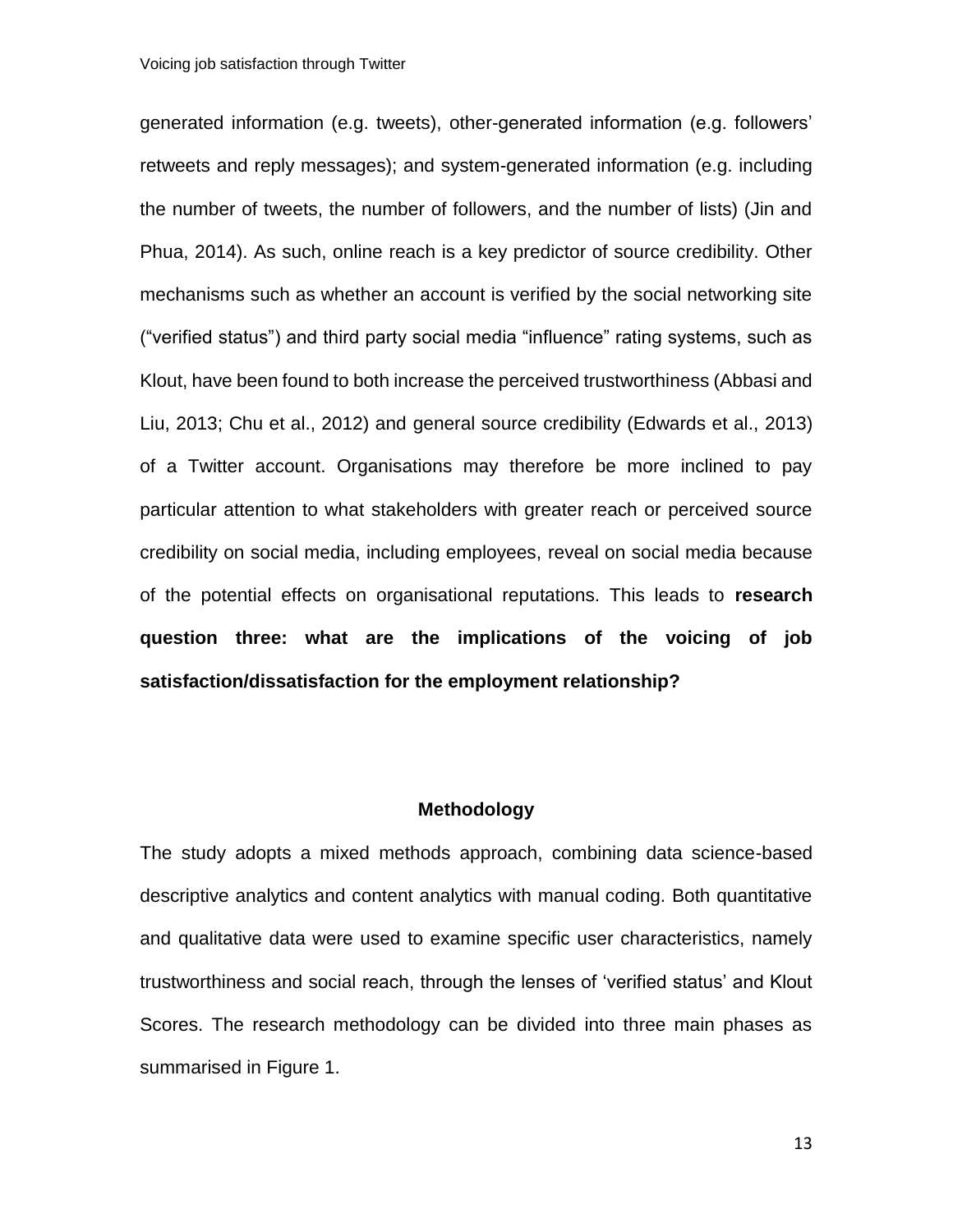generated information (e.g. tweets), other-generated information (e.g. followers' retweets and reply messages); and system-generated information (e.g. including the number of tweets, the number of followers, and the number of lists) (Jin and Phua, 2014). As such, online reach is a key predictor of source credibility. Other mechanisms such as whether an account is verified by the social networking site ("verified status") and third party social media "influence" rating systems, such as Klout, have been found to both increase the perceived trustworthiness (Abbasi and Liu, 2013; Chu et al., 2012) and general source credibility (Edwards et al., 2013) of a Twitter account. Organisations may therefore be more inclined to pay particular attention to what stakeholders with greater reach or perceived source credibility on social media, including employees, reveal on social media because of the potential effects on organisational reputations. This leads to **research question three: what are the implications of the voicing of job satisfaction/dissatisfaction for the employment relationship?**

## Methodology

The study adopts a mixed methods approach, combining data science-based descriptive analytics and content analytics with manual coding. Both quantitative and qualitative data were used to examine specific user characteristics, namely trustworthiness and social reach, through the lenses of 'verified status' and Klout Scores. The research methodology can be divided into three main phases as summarised in Figure 1.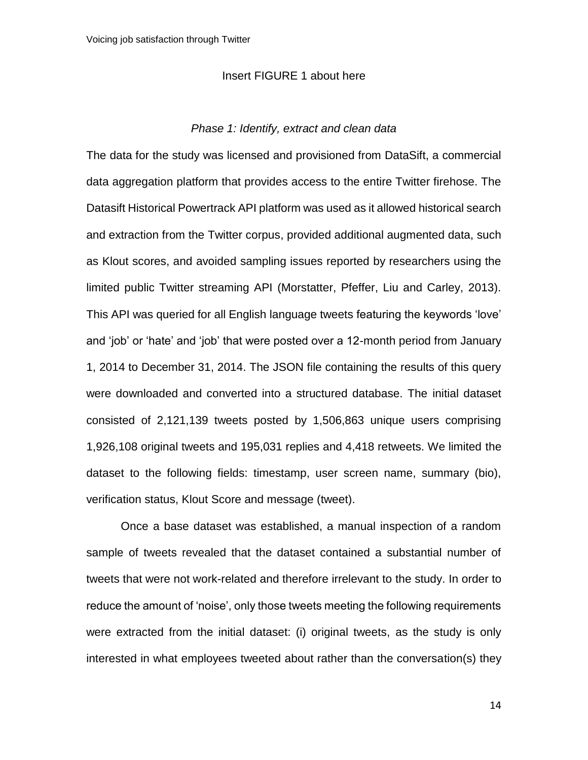Insert FIGURE 1 about here

*Phase 1: Identify, extract and clean data*

The data for the study was licensed and provisioned from DataSift, a commercial data aggregation platform that provides access to the entire Twitter firehose. The Datasift Historical Powertrack API platform was used as it allowed historical search and extraction from the Twitter corpus, provided additional augmented data, such as Klout scores, and avoided sampling issues reported by researchers using the limited public Twitter streaming API (Morstatter, Pfeffer, Liu and Carley, 2013). This API was queried for all English language tweets featuring the keywords 'love' and 'job' or 'hate' and 'job' that were posted over a 12-month period from January 1, 2014 to December 31, 2014. The JSON file containing the results of this query were downloaded and converted into a structured database. The initial dataset consisted of 2,121,139 tweets posted by 1,506,863 unique users comprising 1,926,108 original tweets and 195,031 replies and 4,418 retweets. We limited the dataset to the following fields: timestamp, user screen name, summary (bio), verification status, Klout Score and message (tweet).

Once a base dataset was established, a manual inspection of a random sample of tweets revealed that the dataset contained a substantial number of tweets that were not work-related and therefore irrelevant to the study. In order to reduce the amount of 'noise', only those tweets meeting the following requirements were extracted from the initial dataset: (i) original tweets, as the study is only interested in what employees tweeted about rather than the conversation(s) they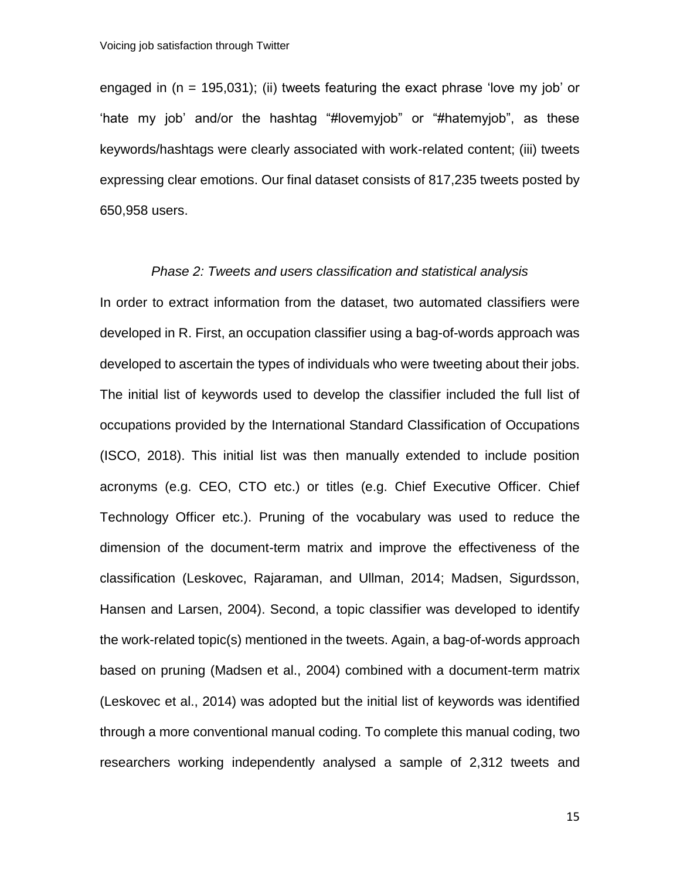engaged in (n = 195,031); (ii) tweets featuring the exact phrase 'love my job' or 'hate my job' and/or the hashtag "#lovemyjob" or "#hatemyjob", as these keywords/hashtags were clearly associated with work-related content; (iii) tweets expressing clear emotions. Our final dataset consists of 817,235 tweets posted by 650,958 users.

### *Phase 2: Tweets and users classification and statistical analysis*

In order to extract information from the dataset, two automated classifiers were developed in R. First, an occupation classifier using a bag-of-words approach was developed to ascertain the types of individuals who were tweeting about their jobs. The initial list of keywords used to develop the classifier included the full list of occupations provided by the International Standard Classification of Occupations (ISCO, 2018). This initial list was then manually extended to include position acronyms (e.g. CEO, CTO etc.) or titles (e.g. Chief Executive Officer. Chief Technology Officer etc.). Pruning of the vocabulary was used to reduce the dimension of the document-term matrix and improve the effectiveness of the classification (Leskovec, Rajaraman, and Ullman, 2014; Madsen, Sigurdsson, Hansen and Larsen, 2004). Second, a topic classifier was developed to identify the work-related topic(s) mentioned in the tweets. Again, a bag-of-words approach based on pruning (Madsen et al., 2004) combined with a document-term matrix (Leskovec et al., 2014) was adopted but the initial list of keywords was identified through a more conventional manual coding. To complete this manual coding, two researchers working independently analysed a sample of 2,312 tweets and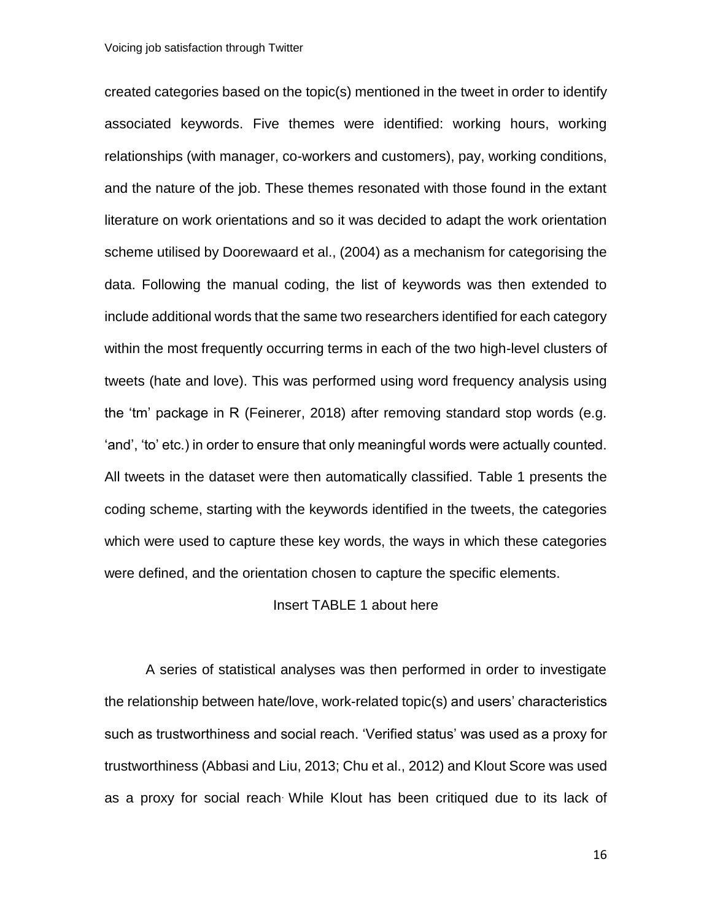created categories based on the topic(s) mentioned in the tweet in order to identify associated keywords. Five themes were identified: working hours, working relationships (with manager, co-workers and customers), pay, working conditions, and the nature of the job. These themes resonated with those found in the extant literature on work orientations and so it was decided to adapt the work orientation scheme utilised by Doorewaard et al., (2004) as a mechanism for categorising the data. Following the manual coding, the list of keywords was then extended to include additional words that the same two researchers identified for each category within the most frequently occurring terms in each of the two high-level clusters of tweets (hate and love). This was performed using word frequency analysis using the 'tm' package in R (Feinerer, 2018) after removing standard stop words (e.g. 'and', 'to' etc.) in order to ensure that only meaningful words were actually counted. All tweets in the dataset were then automatically classified. Table 1 presents the coding scheme, starting with the keywords identified in the tweets, the categories which were used to capture these key words, the ways in which these categories were defined, and the orientation chosen to capture the specific elements.

Insert TABLE 1 about here

A series of statistical analyses was then performed in order to investigate the relationship between hate/love, work-related topic(s) and users' characteristics such as trustworthiness and social reach. 'Verified status' was used as a proxy for trustworthiness (Abbasi and Liu, 2013; Chu et al., 2012) and Klout Score was used as a proxy for social reach. While Klout has been critiqued due to its lack of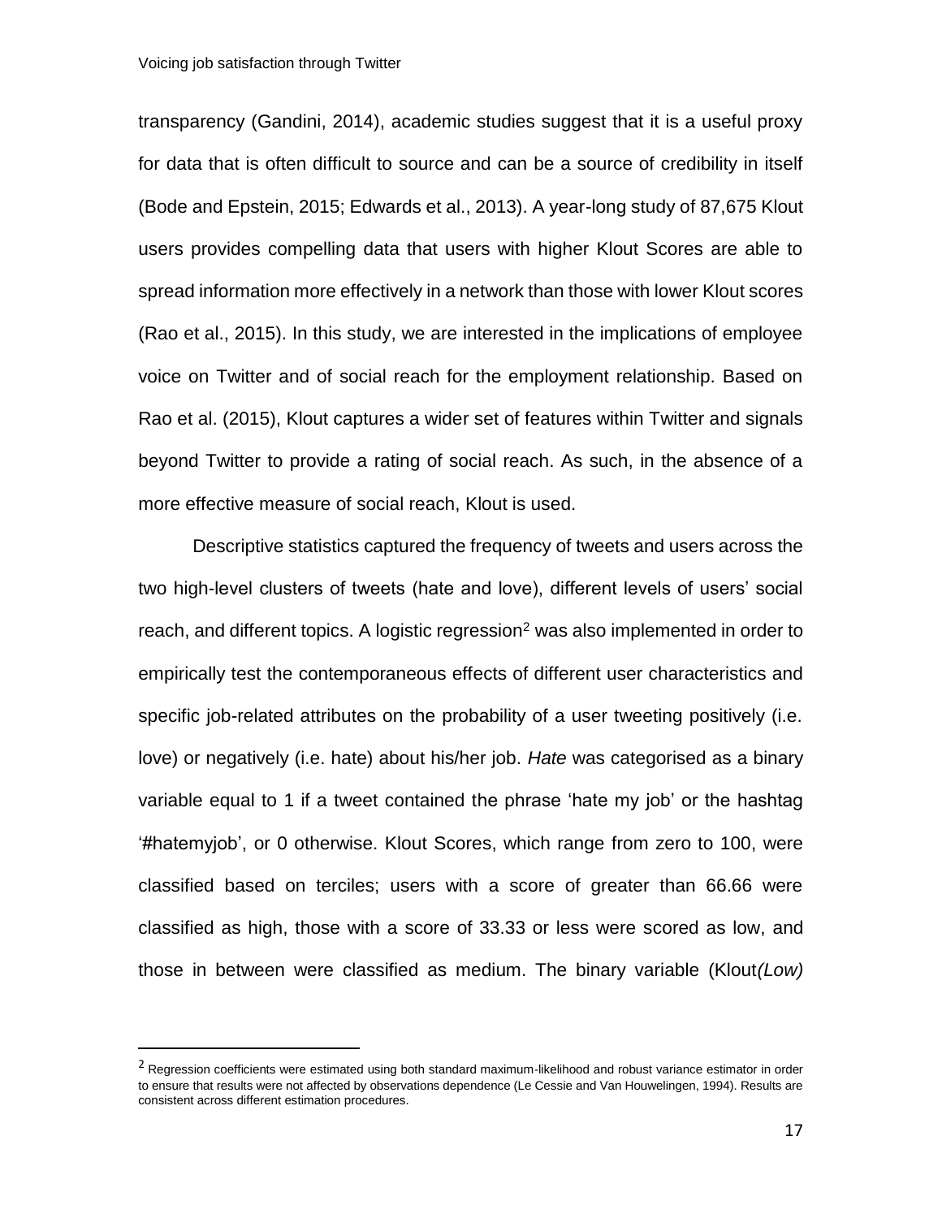transparency (Gandini, 2014), academic studies suggest that it is a useful proxy for data that is often difficult to source and can be a source of credibility in itself (Bode and Epstein, 2015; Edwards et al., 2013). A year-long study of 87,675 Klout users provides compelling data that users with higher Klout Scores are able to spread information more effectively in a network than those with lower Klout scores (Rao et al., 2015). In this study, we are interested in the implications of employee voice on Twitter and of social reach for the employment relationship. Based on Rao et al. (2015), Klout captures a wider set of features within Twitter and signals beyond Twitter to provide a rating of social reach. As such, in the absence of a more effective measure of social reach, Klout is used.

Descriptive statistics captured the frequency of tweets and users across the two high-level clusters of tweets (hate and love), different levels of users' social reach, and different topics. A logistic regression[2] was also implemented in order to empirically test the contemporaneous effects of different user characteristics and specific job-related attributes on the probability of a user tweeting positively (i.e. love) or negatively (i.e. hate) about his/her job. *Hate* was categorised as a binary variable equal to 1 if a tweet contained the phrase 'hate my job' or the hashtag '#hatemyjob', or 0 otherwise. Klout Scores, which range from zero to 100, were classified based on terciles; users with a score of greater than 66.66 were classified as high, those with a score of 33.33 or less were scored as low, and those in between were classified as medium. The binary variable (Klout*(Low)*

[2] Regression coefficients were estimated using both standard maximum-likelihood and robust variance estimator in order to ensure that results were not affected by observations dependence (Le Cessie and Van Houwelingen, 1994). Results are consistent across different estimation procedures.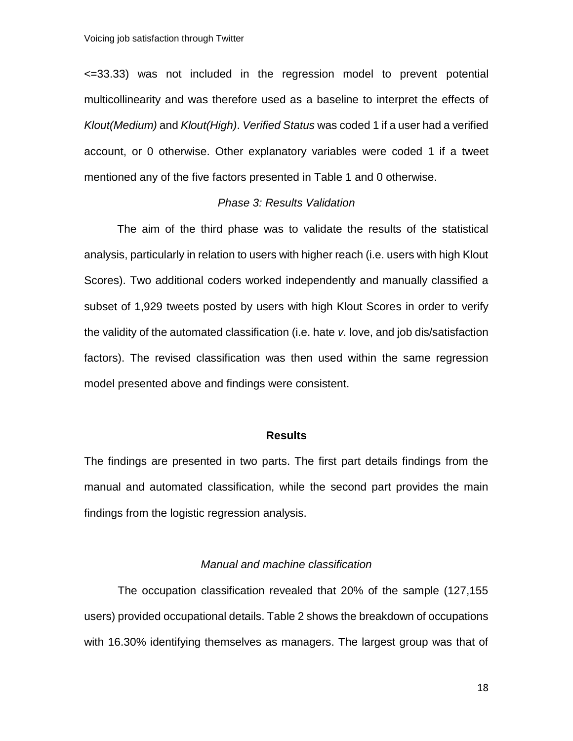<=33.33) was not included in the regression model to prevent potential multicollinearity and was therefore used as a baseline to interpret the effects of *Klout(Medium)* and *Klout(High)*. *Verified Status* was coded 1 if a user had a verified account, or 0 otherwise. Other explanatory variables were coded 1 if a tweet mentioned any of the five factors presented in Table 1 and 0 otherwise.

### *Phase 3: Results Validation*

The aim of the third phase was to validate the results of the statistical analysis, particularly in relation to users with higher reach (i.e. users with high Klout Scores). Two additional coders worked independently and manually classified a subset of 1,929 tweets posted by users with high Klout Scores in order to verify the validity of the automated classification (i.e. hate *v.* love, and job dis/satisfaction factors). The revised classification was then used within the same regression model presented above and findings were consistent.

## **Results**

The findings are presented in two parts. The first part details findings from the manual and automated classification, while the second part provides the main findings from the logistic regression analysis.

### *Manual and machine classification*

The occupation classification revealed that 20% of the sample (127,155 users) provided occupational details. Table 2 shows the breakdown of occupations with 16.30% identifying themselves as managers. The largest group was that of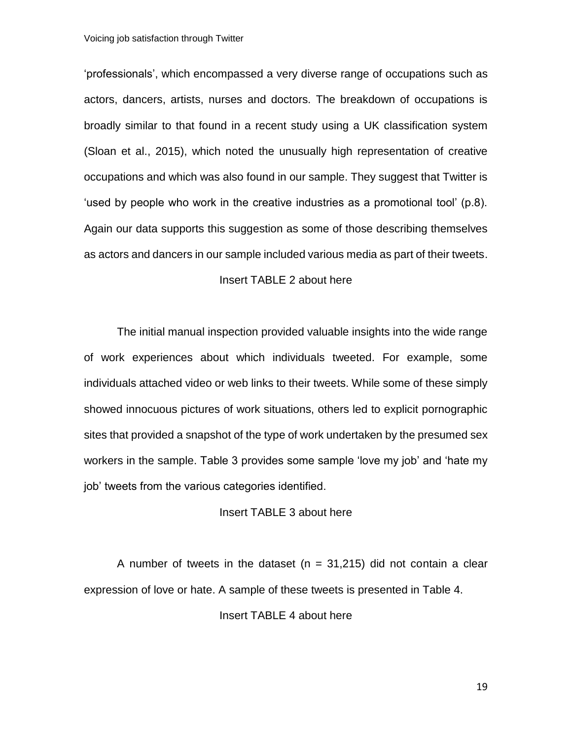'professionals', which encompassed a very diverse range of occupations such as actors, dancers, artists, nurses and doctors. The breakdown of occupations is broadly similar to that found in a recent study using a UK classification system (Sloan et al., 2015), which noted the unusually high representation of creative occupations and which was also found in our sample. They suggest that Twitter is 'used by people who work in the creative industries as a promotional tool' (p.8). Again our data supports this suggestion as some of those describing themselves as actors and dancers in our sample included various media as part of their tweets.

Insert TABLE 2 about here

The initial manual inspection provided valuable insights into the wide range of work experiences about which individuals tweeted. For example, some individuals attached video or web links to their tweets. While some of these simply showed innocuous pictures of work situations, others led to explicit pornographic sites that provided a snapshot of the type of work undertaken by the presumed sex workers in the sample. Table 3 provides some sample 'love my job' and 'hate my job' tweets from the various categories identified.

Insert TABLE 3 about here

A number of tweets in the dataset (n = 31,215) did not contain a clear expression of love or hate. A sample of these tweets is presented in Table 4.

Insert TABLE 4 about here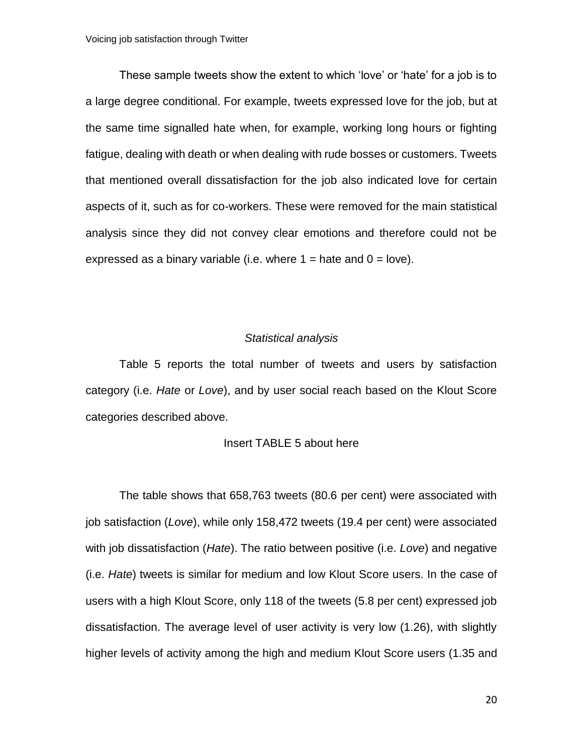These sample tweets show the extent to which 'love' or 'hate' for a job is to a large degree conditional. For example, tweets expressed love for the job, but at the same time signalled hate when, for example, working long hours or fighting fatigue, dealing with death or when dealing with rude bosses or customers. Tweets that mentioned overall dissatisfaction for the job also indicated love for certain aspects of it, such as for co-workers. These were removed for the main statistical analysis since they did not convey clear emotions and therefore could not be expressed as a binary variable (i.e. where 1 = hate and 0 = love).

### *Statistical analysis*

Table 5 reports the total number of tweets and users by satisfaction category (i.e. *Hate* or *Love*), and by user social reach based on the Klout Score categories described above.

Insert TABLE 5 about here

The table shows that 658,763 tweets (80.6 per cent) were associated with job satisfaction (*Love*), while only 158,472 tweets (19.4 per cent) were associated with job dissatisfaction (*Hate*). The ratio between positive (i.e. *Love*) and negative (i.e. *Hate*) tweets is similar for medium and low Klout Score users. In the case of users with a high Klout Score, only 118 of the tweets (5.8 per cent) expressed job dissatisfaction. The average level of user activity is very low (1.26), with slightly higher levels of activity among the high and medium Klout Score users (1.35 and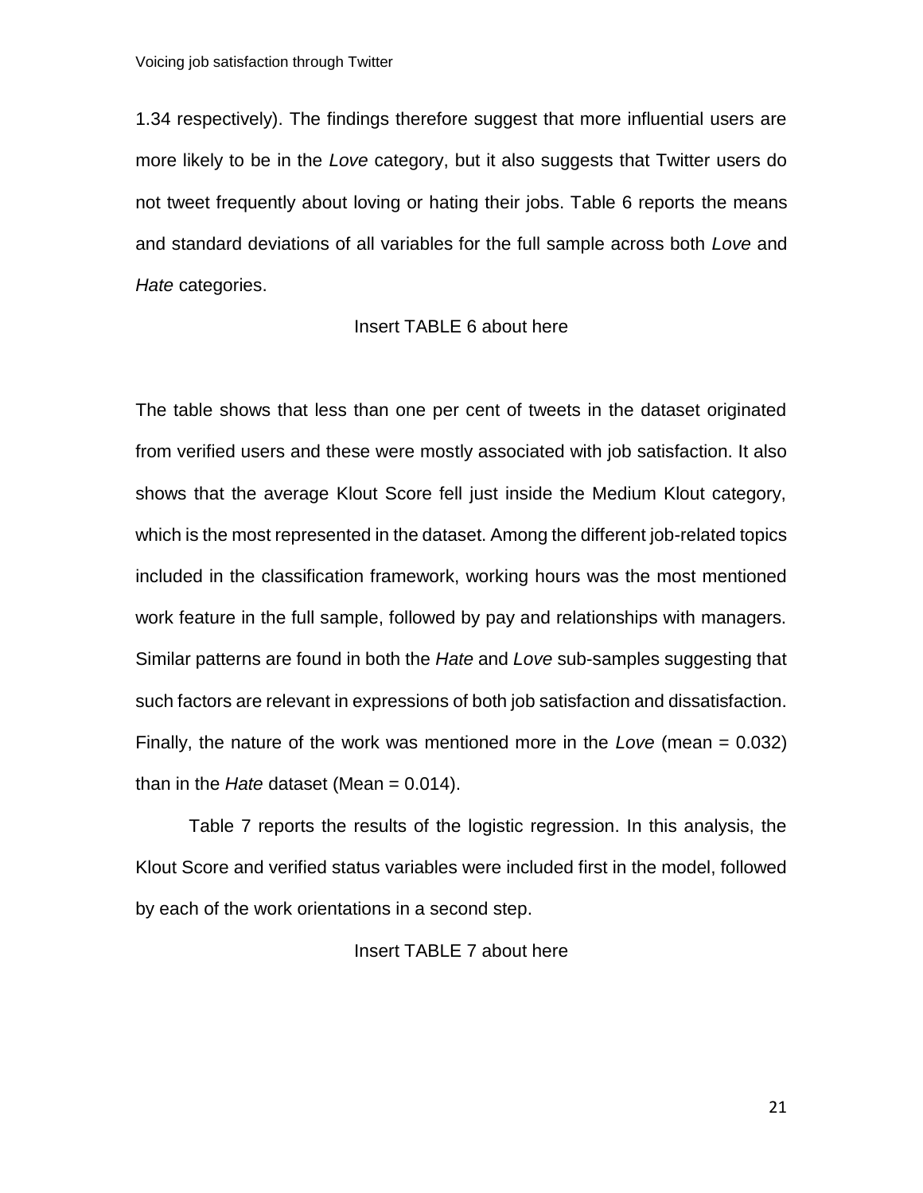1.34 respectively). The findings therefore suggest that more influential users are more likely to be in the *Love* category, but it also suggests that Twitter users do not tweet frequently about loving or hating their jobs. Table 6 reports the means and standard deviations of all variables for the full sample across both *Love* and *Hate* categories.

Insert TABLE 6 about here

The table shows that less than one per cent of tweets in the dataset originated from verified users and these were mostly associated with job satisfaction. It also shows that the average Klout Score fell just inside the Medium Klout category, which is the most represented in the dataset. Among the different job-related topics included in the classification framework, working hours was the most mentioned work feature in the full sample, followed by pay and relationships with managers. Similar patterns are found in both the *Hate* and *Love* sub-samples suggesting that such factors are relevant in expressions of both job satisfaction and dissatisfaction. Finally, the nature of the work was mentioned more in the *Love* (mean = 0.032) than in the *Hate* dataset (Mean = 0.014).

Table 7 reports the results of the logistic regression. In this analysis, the Klout Score and verified status variables were included first in the model, followed by each of the work orientations in a second step.

Insert TABLE 7 about here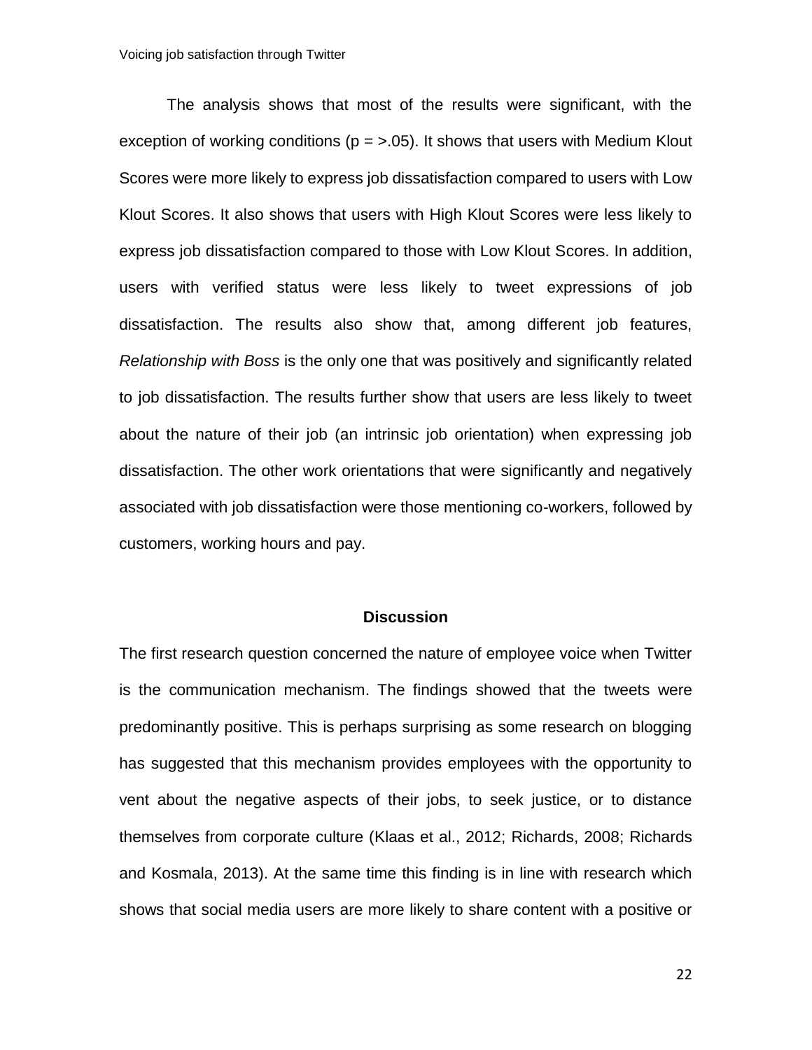The analysis shows that most of the results were significant, with the exception of working conditions ($p = >.05$). It shows that users with Medium Klout Scores were more likely to express job dissatisfaction compared to users with Low Klout Scores. It also shows that users with High Klout Scores were less likely to express job dissatisfaction compared to those with Low Klout Scores. In addition, users with verified status were less likely to tweet expressions of job dissatisfaction. The results also show that, among different job features, *Relationship with Boss* is the only one that was positively and significantly related to job dissatisfaction. The results further show that users are less likely to tweet about the nature of their job (an intrinsic job orientation) when expressing job dissatisfaction. The other work orientations that were significantly and negatively associated with job dissatisfaction were those mentioning co-workers, followed by customers, working hours and pay.

## Discussion

The first research question concerned the nature of employee voice when Twitter is the communication mechanism. The findings showed that the tweets were predominantly positive. This is perhaps surprising as some research on blogging has suggested that this mechanism provides employees with the opportunity to vent about the negative aspects of their jobs, to seek justice, or to distance themselves from corporate culture (Klaas et al., 2012; Richards, 2008; Richards and Kosmala, 2013). At the same time this finding is in line with research which shows that social media users are more likely to share content with a positive or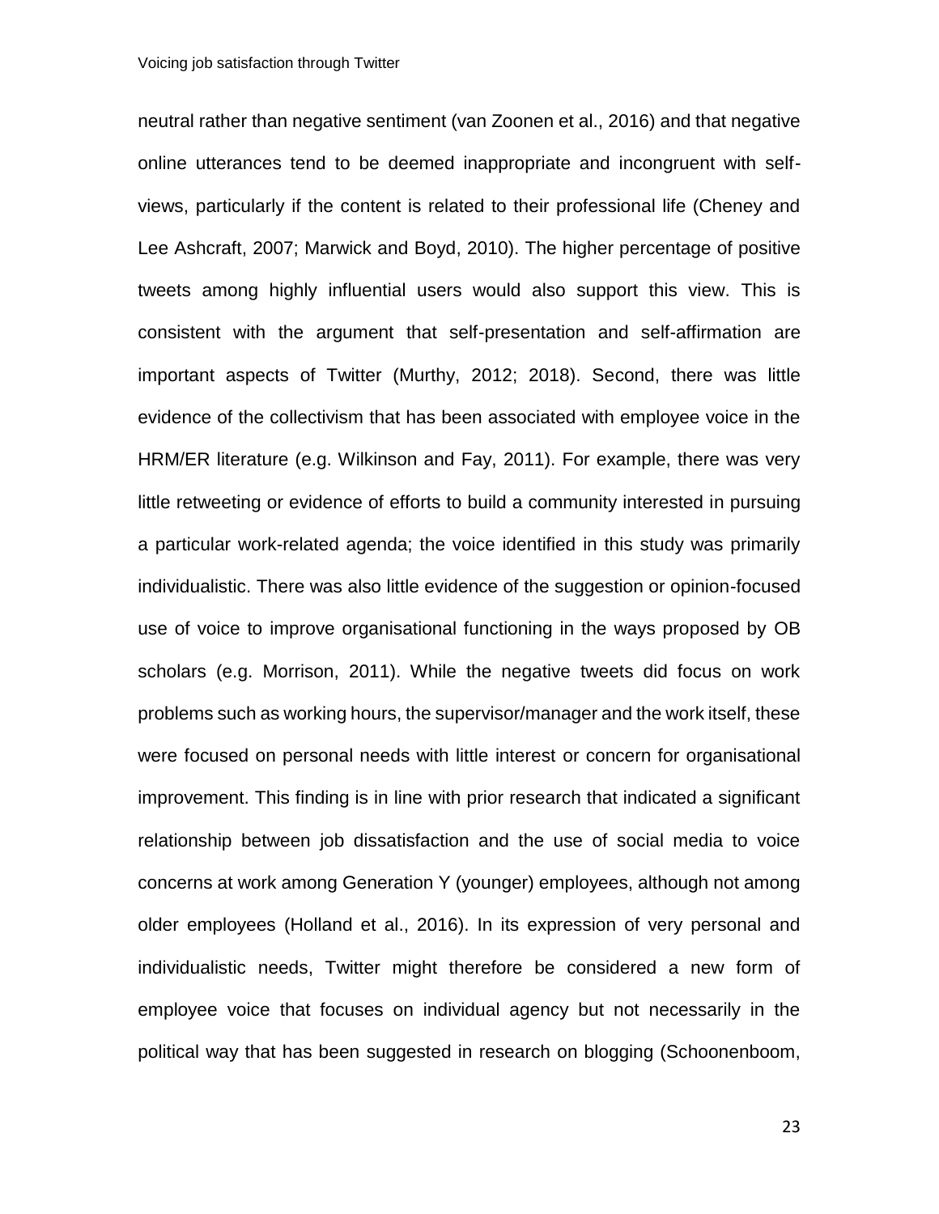neutral rather than negative sentiment (van Zoonen et al., 2016) and that negative online utterances tend to be deemed inappropriate and incongruent with self-views, particularly if the content is related to their professional life (Cheney and Lee Ashcraft, 2007; Marwick and Boyd, 2010). The higher percentage of positive tweets among highly influential users would also support this view. This is consistent with the argument that self-presentation and self-affirmation are important aspects of Twitter (Murthy, 2012; 2018). Second, there was little evidence of the collectivism that has been associated with employee voice in the HRM/ER literature (e.g. Wilkinson and Fay, 2011). For example, there was very little retweeting or evidence of efforts to build a community interested in pursuing a particular work-related agenda; the voice identified in this study was primarily individualistic. There was also little evidence of the suggestion or opinion-focused use of voice to improve organisational functioning in the ways proposed by OB scholars (e.g. Morrison, 2011). While the negative tweets did focus on work problems such as working hours, the supervisor/manager and the work itself, these were focused on personal needs with little interest or concern for organisational improvement. This finding is in line with prior research that indicated a significant relationship between job dissatisfaction and the use of social media to voice concerns at work among Generation Y (younger) employees, although not among older employees (Holland et al., 2016). In its expression of very personal and individualistic needs, Twitter might therefore be considered a new form of employee voice that focuses on individual agency but not necessarily in the political way that has been suggested in research on blogging (Schoonenboom,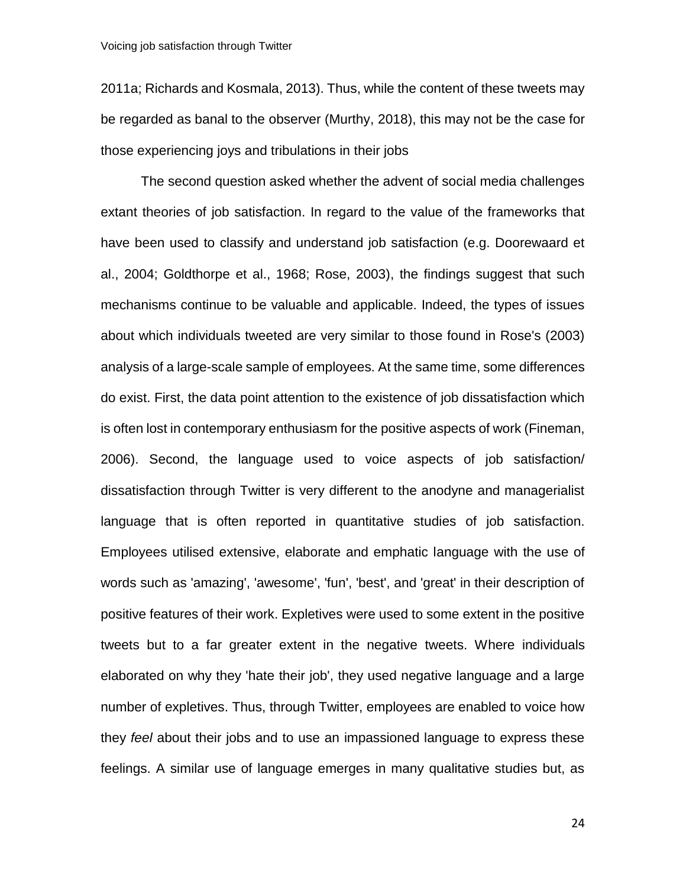2011a; Richards and Kosmala, 2013). Thus, while the content of these tweets may be regarded as banal to the observer (Murthy, 2018), this may not be the case for those experiencing joys and tribulations in their jobs

The second question asked whether the advent of social media challenges extant theories of job satisfaction. In regard to the value of the frameworks that have been used to classify and understand job satisfaction (e.g. Doorewaard et al., 2004; Goldthorpe et al., 1968; Rose, 2003), the findings suggest that such mechanisms continue to be valuable and applicable. Indeed, the types of issues about which individuals tweeted are very similar to those found in Rose's (2003) analysis of a large-scale sample of employees. At the same time, some differences do exist. First, the data point attention to the existence of job dissatisfaction which is often lost in contemporary enthusiasm for the positive aspects of work (Fineman, 2006). Second, the language used to voice aspects of job satisfaction/ dissatisfaction through Twitter is very different to the anodyne and managerialist language that is often reported in quantitative studies of job satisfaction. Employees utilised extensive, elaborate and emphatic language with the use of words such as 'amazing', 'awesome', 'fun', 'best', and 'great' in their description of positive features of their work. Expletives were used to some extent in the positive tweets but to a far greater extent in the negative tweets. Where individuals elaborated on why they 'hate their job', they used negative language and a large number of expletives. Thus, through Twitter, employees are enabled to voice how they *feel* about their jobs and to use an impassioned language to express these feelings. A similar use of language emerges in many qualitative studies but, as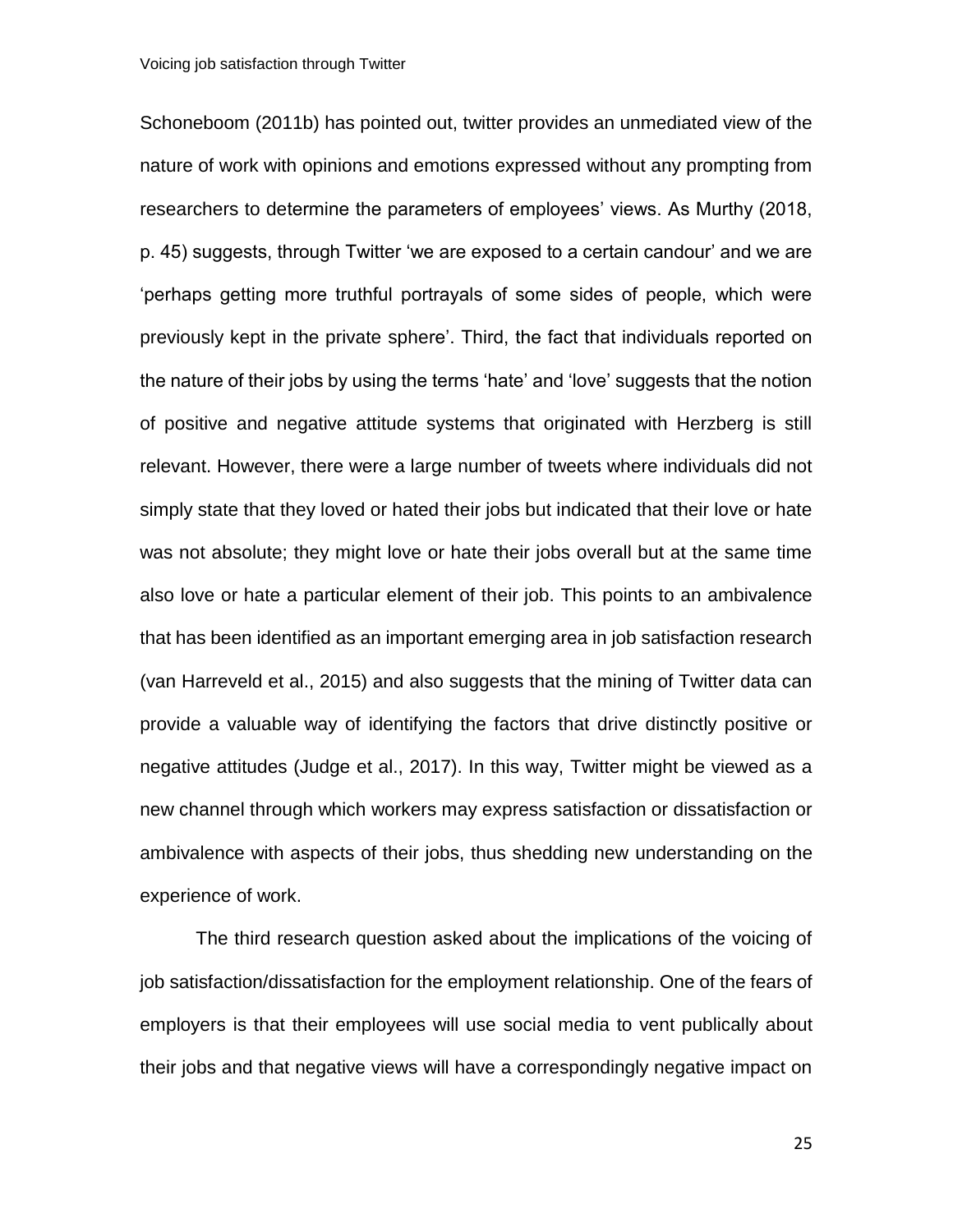Schoneboom (2011b) has pointed out, twitter provides an unmediated view of the nature of work with opinions and emotions expressed without any prompting from researchers to determine the parameters of employees' views. As Murthy (2018, p. 45) suggests, through Twitter 'we are exposed to a certain candour' and we are 'perhaps getting more truthful portrayals of some sides of people, which were previously kept in the private sphere'. Third, the fact that individuals reported on the nature of their jobs by using the terms 'hate' and 'love' suggests that the notion of positive and negative attitude systems that originated with Herzberg is still relevant. However, there were a large number of tweets where individuals did not simply state that they loved or hated their jobs but indicated that their love or hate was not absolute; they might love or hate their jobs overall but at the same time also love or hate a particular element of their job. This points to an ambivalence that has been identified as an important emerging area in job satisfaction research (van Harreveld et al., 2015) and also suggests that the mining of Twitter data can provide a valuable way of identifying the factors that drive distinctly positive or negative attitudes (Judge et al., 2017). In this way, Twitter might be viewed as a new channel through which workers may express satisfaction or dissatisfaction or ambivalence with aspects of their jobs, thus shedding new understanding on the experience of work.

The third research question asked about the implications of the voicing of job satisfaction/dissatisfaction for the employment relationship. One of the fears of employers is that their employees will use social media to vent publically about their jobs and that negative views will have a correspondingly negative impact on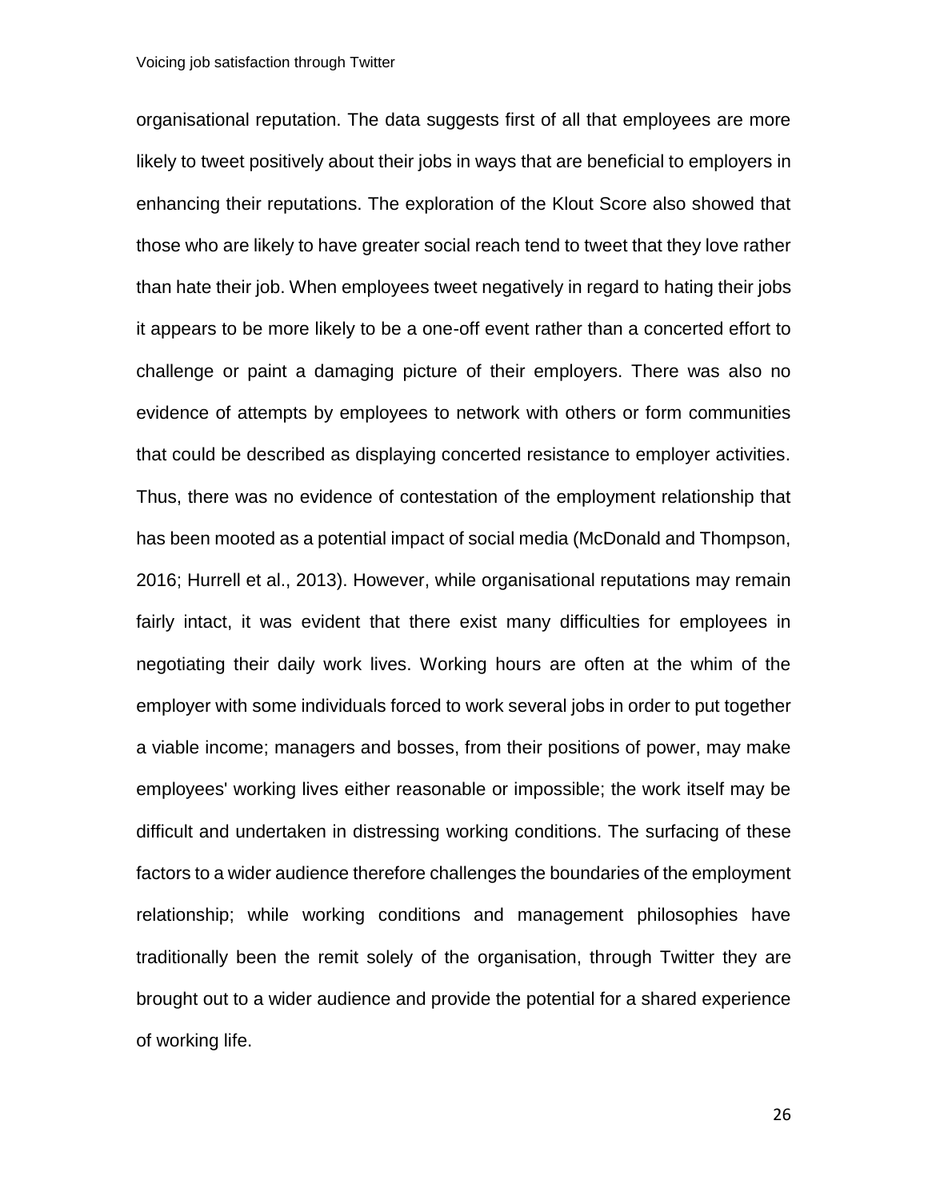organisational reputation. The data suggests first of all that employees are more likely to tweet positively about their jobs in ways that are beneficial to employers in enhancing their reputations. The exploration of the Klout Score also showed that those who are likely to have greater social reach tend to tweet that they love rather than hate their job. When employees tweet negatively in regard to hating their jobs it appears to be more likely to be a one-off event rather than a concerted effort to challenge or paint a damaging picture of their employers. There was also no evidence of attempts by employees to network with others or form communities that could be described as displaying concerted resistance to employer activities. Thus, there was no evidence of contestation of the employment relationship that has been mooted as a potential impact of social media (McDonald and Thompson, 2016; Hurrell et al., 2013). However, while organisational reputations may remain fairly intact, it was evident that there exist many difficulties for employees in negotiating their daily work lives. Working hours are often at the whim of the employer with some individuals forced to work several jobs in order to put together a viable income; managers and bosses, from their positions of power, may make employees' working lives either reasonable or impossible; the work itself may be difficult and undertaken in distressing working conditions. The surfacing of these factors to a wider audience therefore challenges the boundaries of the employment relationship; while working conditions and management philosophies have traditionally been the remit solely of the organisation, through Twitter they are brought out to a wider audience and provide the potential for a shared experience of working life.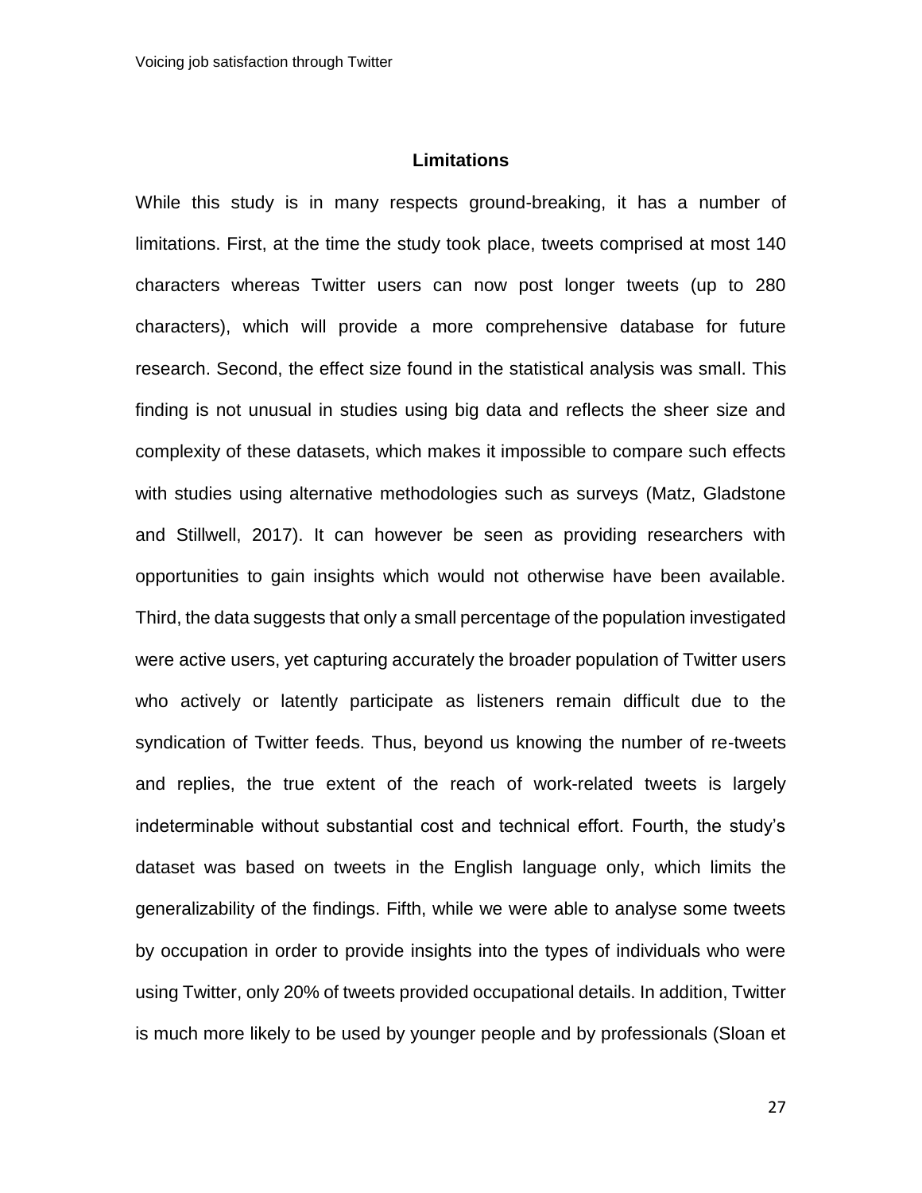## Limitations

While this study is in many respects ground-breaking, it has a number of limitations. First, at the time the study took place, tweets comprised at most 140 characters whereas Twitter users can now post longer tweets (up to 280 characters), which will provide a more comprehensive database for future research. Second, the effect size found in the statistical analysis was small. This finding is not unusual in studies using big data and reflects the sheer size and complexity of these datasets, which makes it impossible to compare such effects with studies using alternative methodologies such as surveys (Matz, Gladstone and Stillwell, 2017). It can however be seen as providing researchers with opportunities to gain insights which would not otherwise have been available. Third, the data suggests that only a small percentage of the population investigated were active users, yet capturing accurately the broader population of Twitter users who actively or latently participate as listeners remain difficult due to the syndication of Twitter feeds. Thus, beyond us knowing the number of re-tweets and replies, the true extent of the reach of work-related tweets is largely indeterminable without substantial cost and technical effort. Fourth, the study's dataset was based on tweets in the English language only, which limits the generalizability of the findings. Fifth, while we were able to analyse some tweets by occupation in order to provide insights into the types of individuals who were using Twitter, only 20% of tweets provided occupational details. In addition, Twitter is much more likely to be used by younger people and by professionals (Sloan et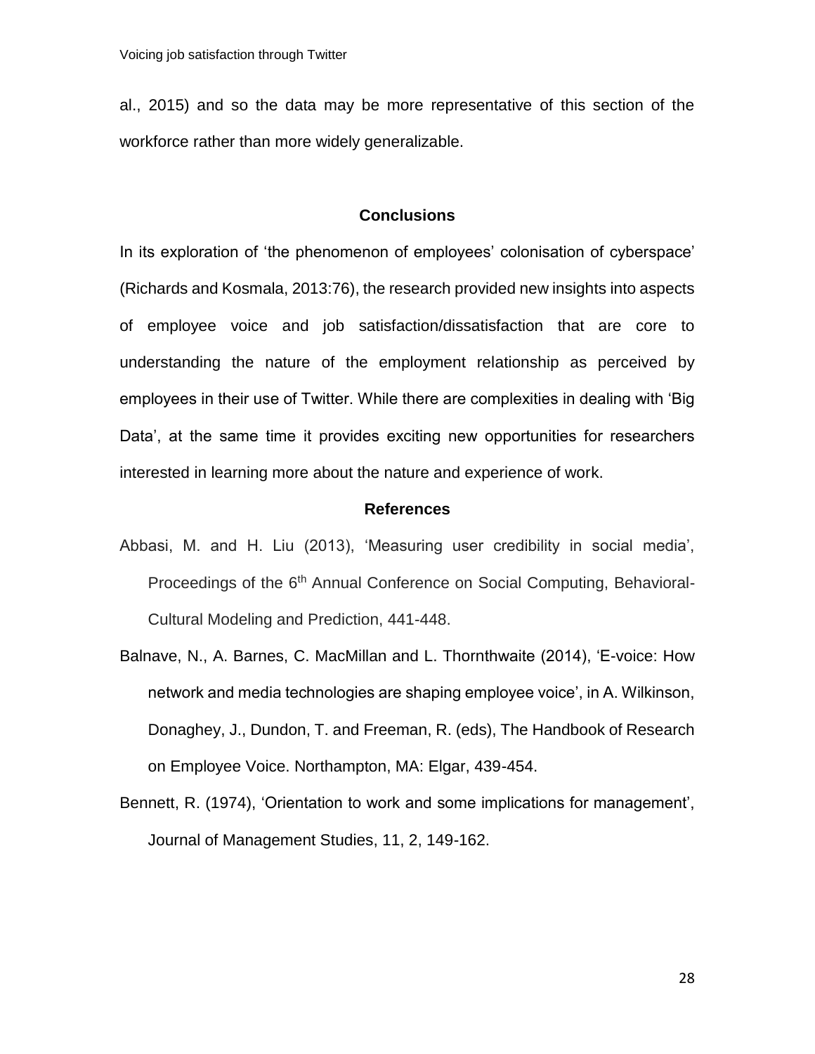al., 2015) and so the data may be more representative of this section of the workforce rather than more widely generalizable.

## Conclusions

In its exploration of 'the phenomenon of employees' colonisation of cyberspace' (Richards and Kosmala, 2013:76), the research provided new insights into aspects of employee voice and job satisfaction/dissatisfaction that are core to understanding the nature of the employment relationship as perceived by employees in their use of Twitter. While there are complexities in dealing with 'Big Data', at the same time it provides exciting new opportunities for researchers interested in learning more about the nature and experience of work.

## References

Abbasi, M. and H. Liu (2013), 'Measuring user credibility in social media', Proceedings of the 6th Annual Conference on Social Computing, Behavioral-Cultural Modeling and Prediction, 441-448.

Balnave, N., A. Barnes, C. MacMillan and L. Thornthwaite (2014), 'E-voice: How network and media technologies are shaping employee voice', in A. Wilkinson, Donaghey, J., Dundon, T. and Freeman, R. (eds), The Handbook of Research on Employee Voice. Northampton, MA: Elgar, 439-454.

Bennett, R. (1974), 'Orientation to work and some implications for management', Journal of Management Studies, 11, 2, 149-162.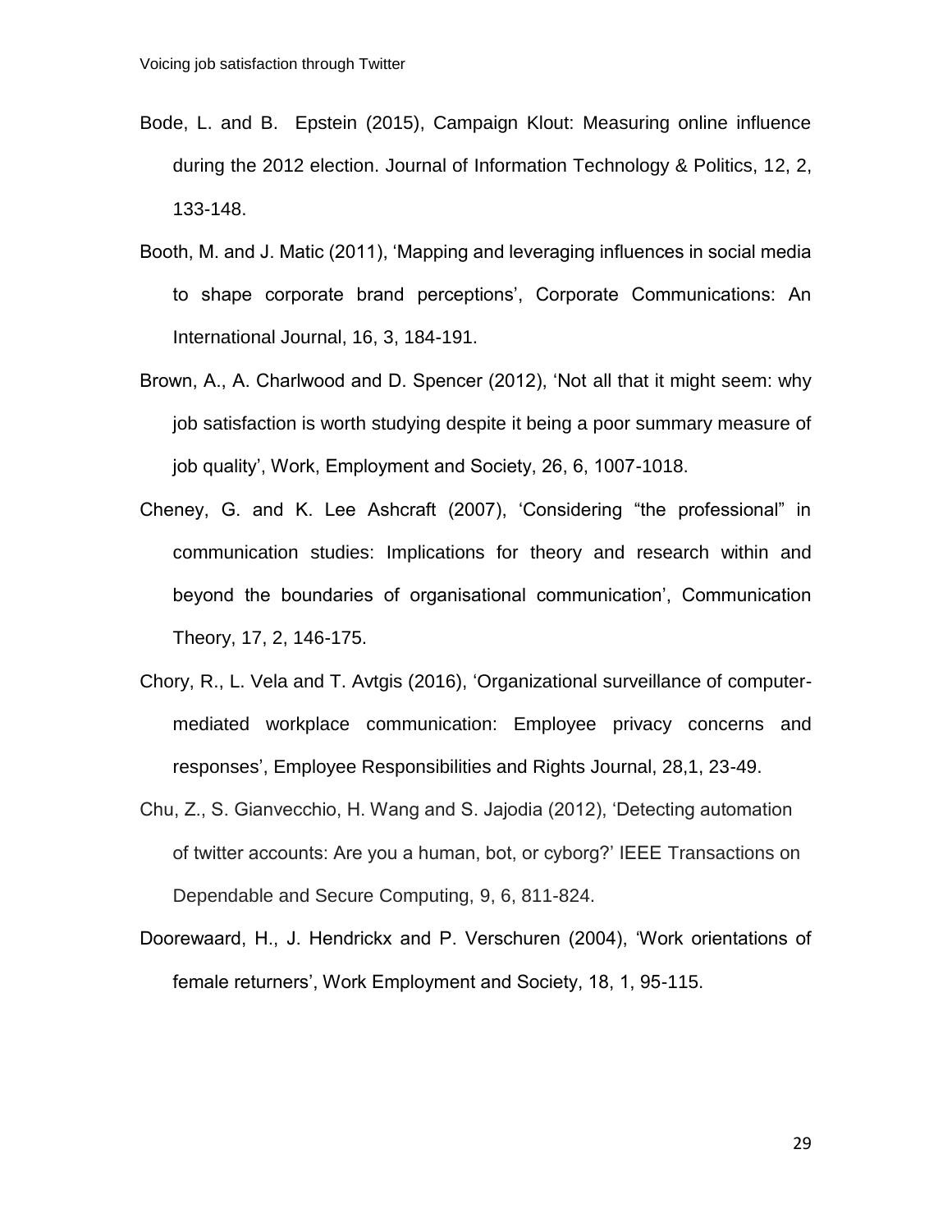Bode, L. and B. Epstein (2015), Campaign Klout: Measuring online influence during the 2012 election. Journal of Information Technology & Politics, 12, 2, 133-148.

Booth, M. and J. Matic (2011), 'Mapping and leveraging influences in social media to shape corporate brand perceptions', Corporate Communications: An International Journal, 16, 3, 184-191.

Brown, A., A. Charlwood and D. Spencer (2012), 'Not all that it might seem: why job satisfaction is worth studying despite it being a poor summary measure of job quality', Work, Employment and Society, 26, 6, 1007-1018.

Cheney, G. and K. Lee Ashcraft (2007), 'Considering "the professional" in communication studies: Implications for theory and research within and beyond the boundaries of organisational communication', Communication Theory, 17, 2, 146-175.

Chory, R., L. Vela and T. Avtgis (2016), 'Organizational surveillance of computer-mediated workplace communication: Employee privacy concerns and responses', Employee Responsibilities and Rights Journal, 28,1, 23-49.

Chu, Z., S. Gianvecchio, H. Wang and S. Jajodia (2012), 'Detecting automation of twitter accounts: Are you a human, bot, or cyborg?' IEEE Transactions on Dependable and Secure Computing, 9, 6, 811-824.

Doorewaard, H., J. Hendrickx and P. Verschuren (2004), 'Work orientations of female returners', Work Employment and Society, 18, 1, 95-115.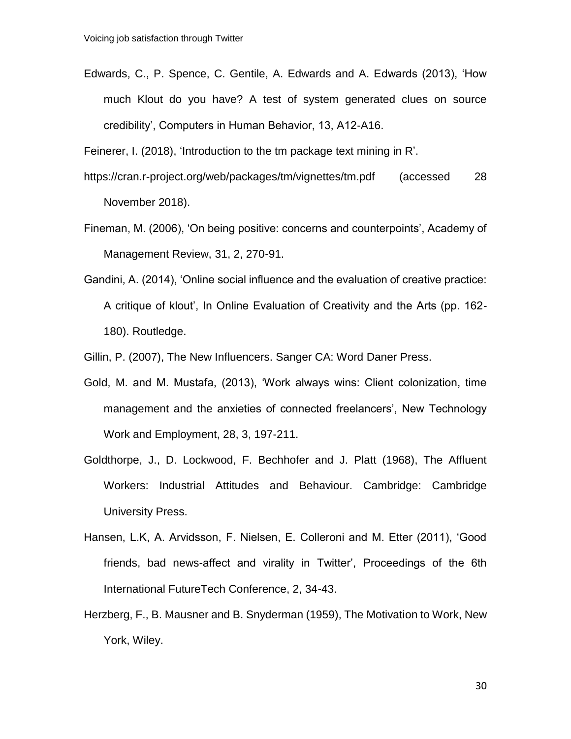Edwards, C., P. Spence, C. Gentile, A. Edwards and A. Edwards (2013), 'How much Klout do you have? A test of system generated clues on source credibility', Computers in Human Behavior, 13, A12-A16.

Feinerer, I. (2018), 'Introduction to the tm package text mining in R'.

https://cran.r-project.org/web/packages/tm/vignettes/tm.pdf (accessed 28 November 2018).

Fineman, M. (2006), 'On being positive: concerns and counterpoints', Academy of Management Review, 31, 2, 270-91.

Gandini, A. (2014), 'Online social influence and the evaluation of creative practice: A critique of klout', In Online Evaluation of Creativity and the Arts (pp. 162-180). Routledge.

Gillin, P. (2007), The New Influencers. Sanger CA: Word Daner Press.

Gold, M. and M. Mustafa, (2013), 'Work always wins: Client colonization, time management and the anxieties of connected freelancers', New Technology Work and Employment, 28, 3, 197-211.

Goldthorpe, J., D. Lockwood, F. Bechhofer and J. Platt (1968), The Affluent Workers: Industrial Attitudes and Behaviour. Cambridge: Cambridge University Press.

Hansen, L.K, A. Arvidsson, F. Nielsen, E. Colleroni and M. Etter (2011), 'Good friends, bad news-affect and virality in Twitter', Proceedings of the 6th International FutureTech Conference, 2, 34-43.

Herzberg, F., B. Mausner and B. Snyderman (1959), The Motivation to Work, New York, Wiley.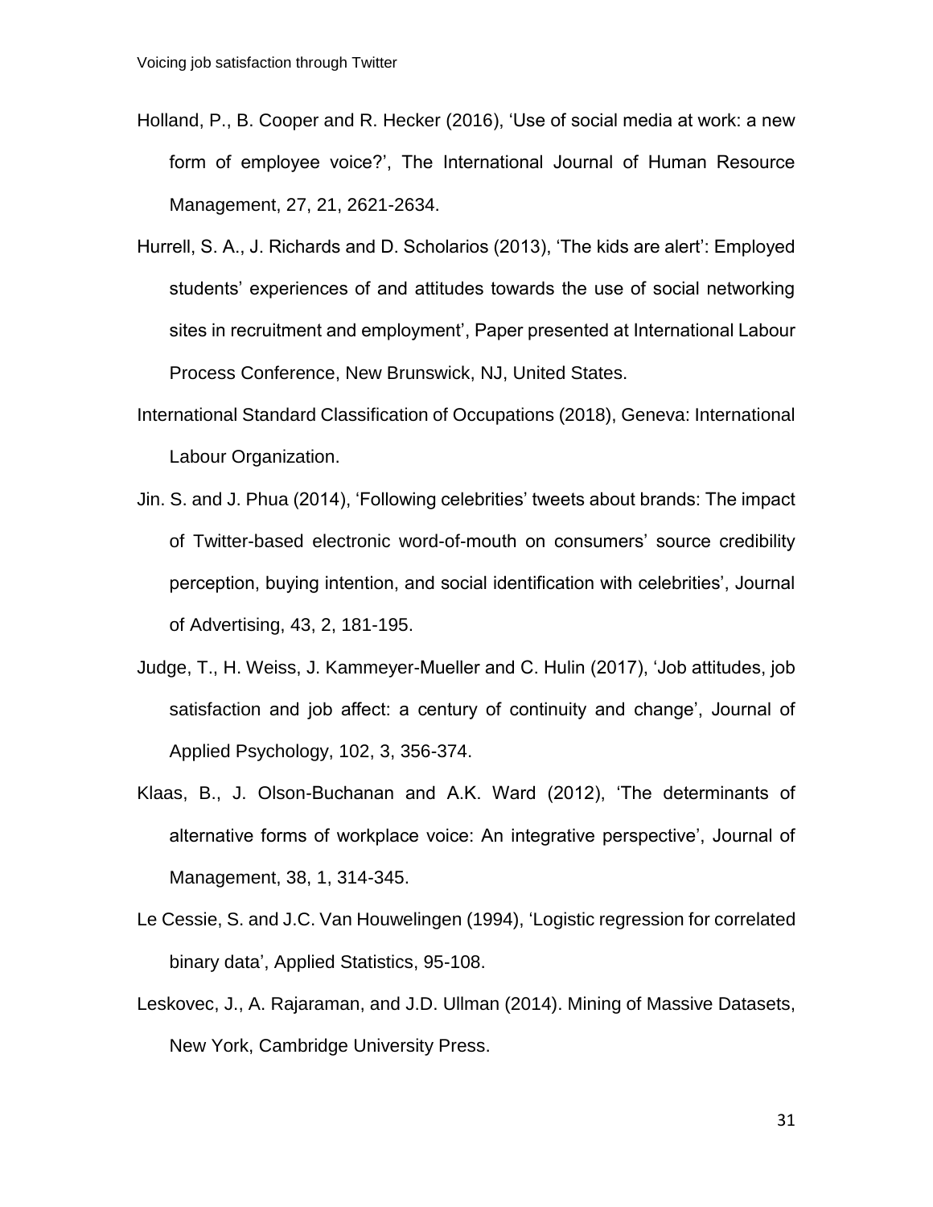Holland, P., B. Cooper and R. Hecker (2016), 'Use of social media at work: a new form of employee voice?', The International Journal of Human Resource Management, 27, 21, 2621-2634.

Hurrell, S. A., J. Richards and D. Scholarios (2013), 'The kids are alert': Employed students' experiences of and attitudes towards the use of social networking sites in recruitment and employment', Paper presented at International Labour Process Conference, New Brunswick, NJ, United States.

International Standard Classification of Occupations (2018), Geneva: International Labour Organization.

Jin. S. and J. Phua (2014), 'Following celebrities' tweets about brands: The impact of Twitter-based electronic word-of-mouth on consumers' source credibility perception, buying intention, and social identification with celebrities', Journal of Advertising, 43, 2, 181-195.

Judge, T., H. Weiss, J. Kammeyer-Mueller and C. Hulin (2017), 'Job attitudes, job satisfaction and job affect: a century of continuity and change', Journal of Applied Psychology, 102, 3, 356-374.

Klaas, B., J. Olson-Buchanan and A.K. Ward (2012), 'The determinants of alternative forms of workplace voice: An integrative perspective', Journal of Management, 38, 1, 314-345.

Le Cessie, S. and J.C. Van Houwelingen (1994), 'Logistic regression for correlated binary data', Applied Statistics, 95-108.

Leskovec, J., A. Rajaraman, and J.D. Ullman (2014). Mining of Massive Datasets, New York, Cambridge University Press.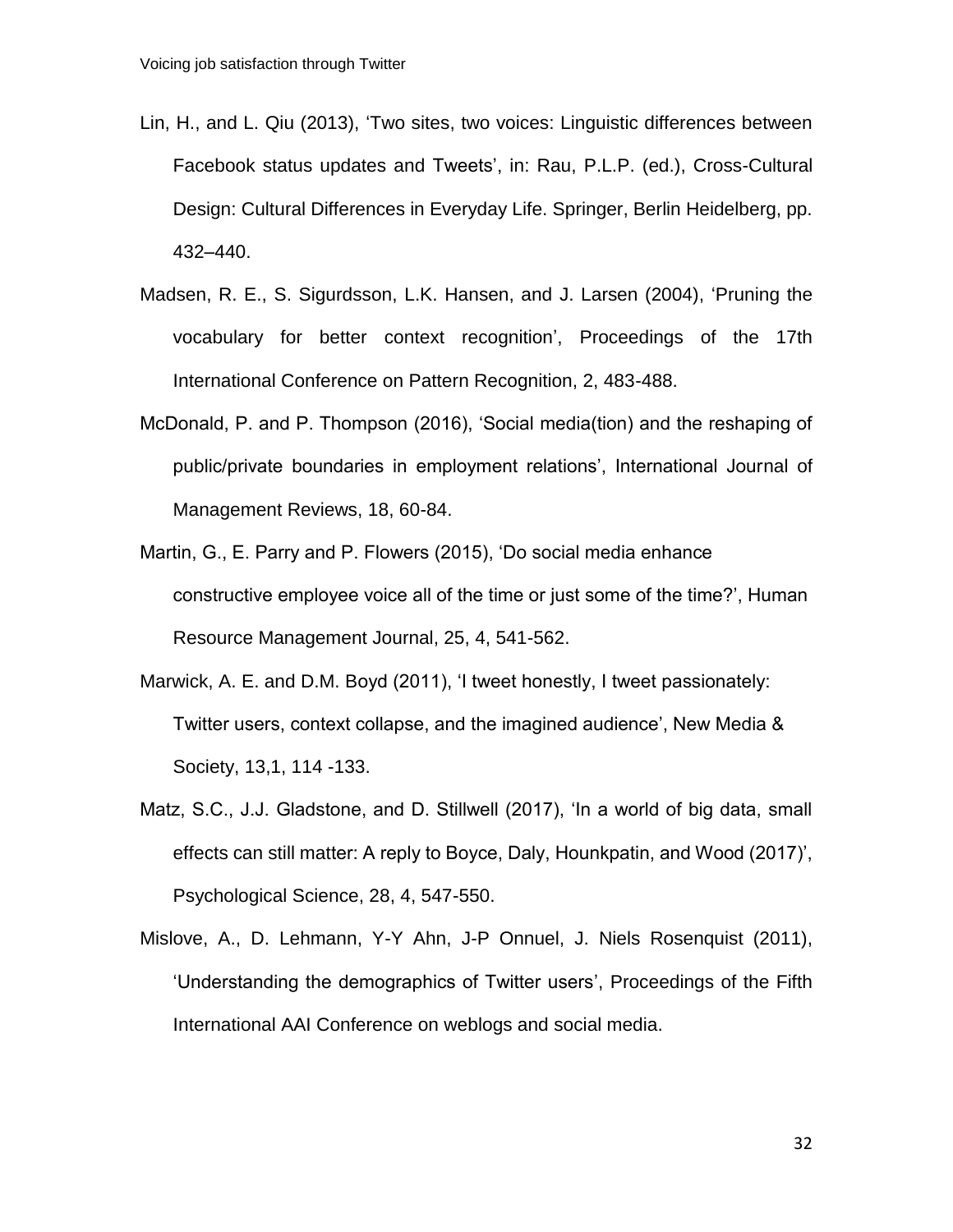Lin, H., and L. Qiu (2013), 'Two sites, two voices: Linguistic differences between Facebook status updates and Tweets', in: Rau, P.L.P. (ed.), Cross-Cultural Design: Cultural Differences in Everyday Life. Springer, Berlin Heidelberg, pp. 432–440.

Madsen, R. E., S. Sigurdsson, L.K. Hansen, and J. Larsen (2004), 'Pruning the vocabulary for better context recognition', Proceedings of the 17th International Conference on Pattern Recognition, 2, 483-488.

McDonald, P. and P. Thompson (2016), 'Social media(tion) and the reshaping of public/private boundaries in employment relations', International Journal of Management Reviews, 18, 60-84.

Martin, G., E. Parry and P. Flowers (2015), 'Do social media enhance constructive employee voice all of the time or just some of the time?', Human Resource Management Journal, 25, 4, 541-562.

Marwick, A. E. and D.M. Boyd (2011), 'I tweet honestly, I tweet passionately: Twitter users, context collapse, and the imagined audience', New Media & Society, 13,1, 114 -133.

Matz, S.C., J.J. Gladstone, and D. Stillwell (2017), 'In a world of big data, small effects can still matter: A reply to Boyce, Daly, Hounkpatin, and Wood (2017)', Psychological Science, 28, 4, 547-550.

Mislove, A., D. Lehmann, Y-Y Ahn, J-P Onnuel, J. Niels Rosenquist (2011), 'Understanding the demographics of Twitter users', Proceedings of the Fifth International AAI Conference on weblogs and social media.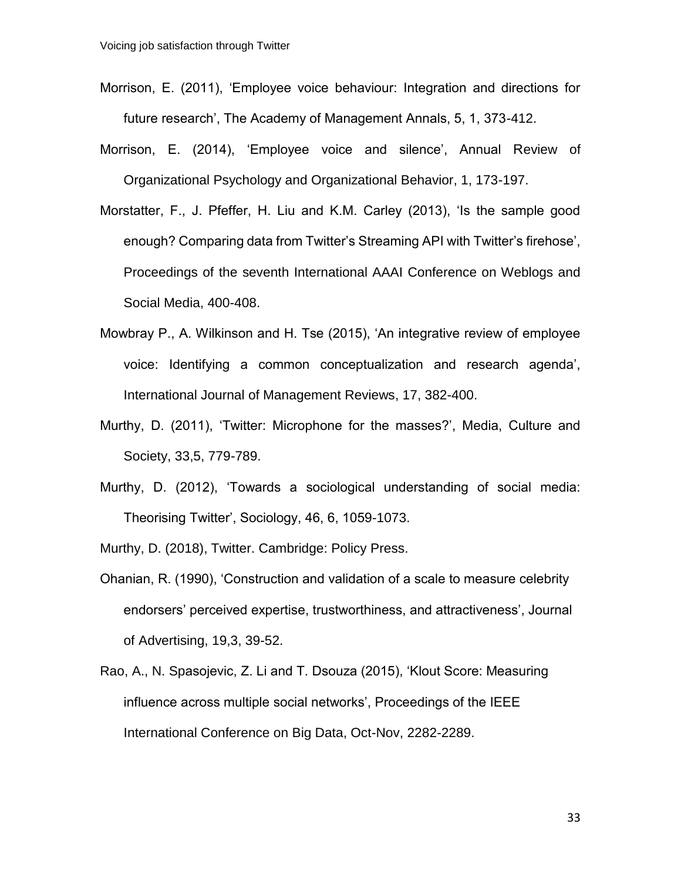Morrison, E. (2011), 'Employee voice behaviour: Integration and directions for future research', The Academy of Management Annals, 5, 1, 373-412.

Morrison, E. (2014), 'Employee voice and silence', Annual Review of Organizational Psychology and Organizational Behavior, 1, 173-197.

Morstatter, F., J. Pfeffer, H. Liu and K.M. Carley (2013), 'Is the sample good enough? Comparing data from Twitter's Streaming API with Twitter's firehose', Proceedings of the seventh International AAAI Conference on Weblogs and Social Media, 400-408.

Mowbray P., A. Wilkinson and H. Tse (2015), 'An integrative review of employee voice: Identifying a common conceptualization and research agenda', International Journal of Management Reviews, 17, 382-400.

Murthy, D. (2011), 'Twitter: Microphone for the masses?', Media, Culture and Society, 33,5, 779-789.

Murthy, D. (2012), 'Towards a sociological understanding of social media: Theorising Twitter', Sociology, 46, 6, 1059-1073.

Murthy, D. (2018), Twitter. Cambridge: Policy Press.

Ohanian, R. (1990), 'Construction and validation of a scale to measure celebrity endorsers' perceived expertise, trustworthiness, and attractiveness', Journal of Advertising, 19,3, 39-52.

Rao, A., N. Spasojevic, Z. Li and T. Dsouza (2015), 'Klout Score: Measuring influence across multiple social networks', Proceedings of the IEEE International Conference on Big Data, Oct-Nov, 2282-2289.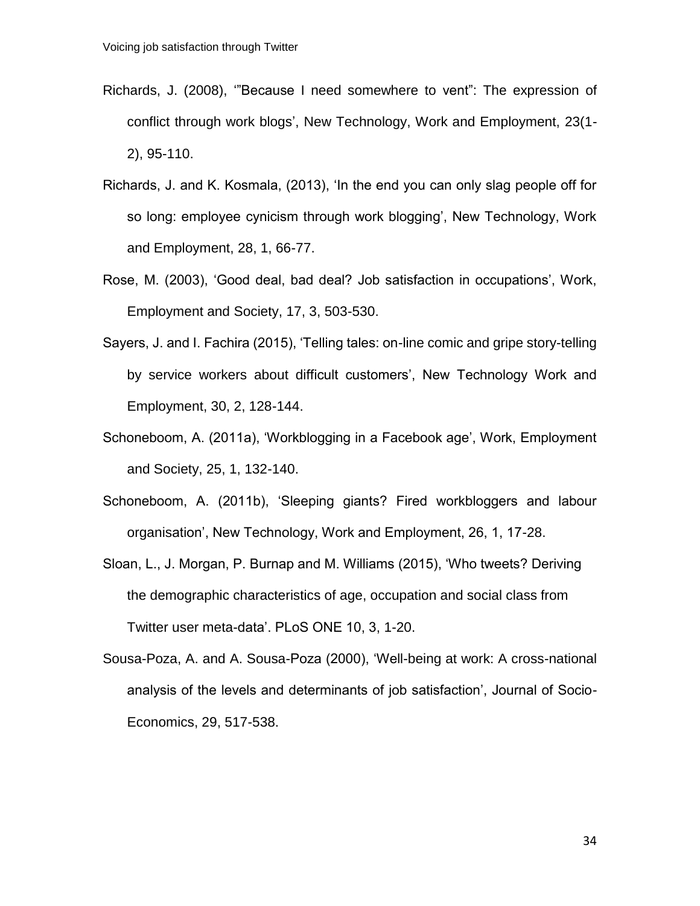Richards, J. (2008), '"Because I need somewhere to vent": The expression of conflict through work blogs', New Technology, Work and Employment, 23(1-2), 95-110.

Richards, J. and K. Kosmala, (2013), 'In the end you can only slag people off for so long: employee cynicism through work blogging', New Technology, Work and Employment, 28, 1, 66-77.

Rose, M. (2003), 'Good deal, bad deal? Job satisfaction in occupations', Work, Employment and Society, 17, 3, 503-530.

Sayers, J. and I. Fachira (2015), 'Telling tales: on-line comic and gripe story-telling by service workers about difficult customers', New Technology Work and Employment, 30, 2, 128-144.

Schoneboom, A. (2011a), 'Workblogging in a Facebook age', Work, Employment and Society, 25, 1, 132-140.

Schoneboom, A. (2011b), 'Sleeping giants? Fired workbloggers and labour organisation', New Technology, Work and Employment, 26, 1, 17-28.

Sloan, L., J. Morgan, P. Burnap and M. Williams (2015), 'Who tweets? Deriving the demographic characteristics of age, occupation and social class from Twitter user meta-data'. PLoS ONE 10, 3, 1-20.

Sousa-Poza, A. and A. Sousa-Poza (2000), 'Well-being at work: A cross-national analysis of the levels and determinants of job satisfaction', Journal of Socio-Economics, 29, 517-538.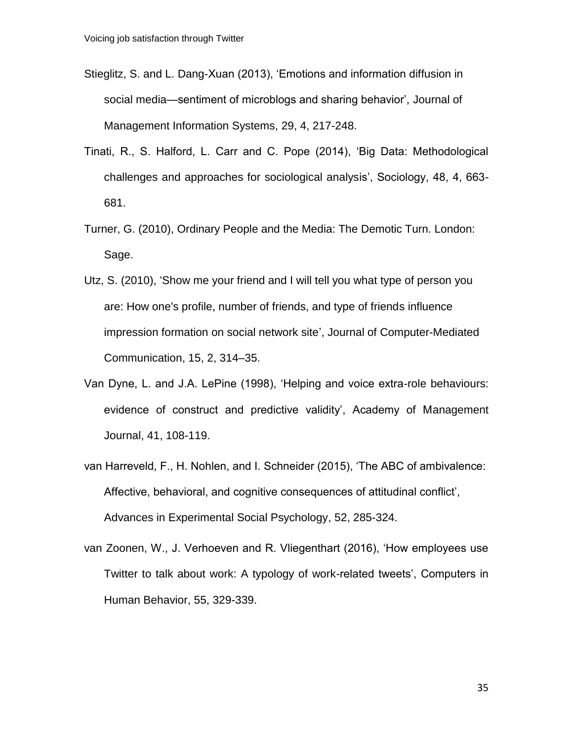Stieglitz, S. and L. Dang-Xuan (2013), 'Emotions and information diffusion in social media—sentiment of microblogs and sharing behavior', Journal of Management Information Systems, 29, 4, 217-248.

Tinati, R., S. Halford, L. Carr and C. Pope (2014), 'Big Data: Methodological challenges and approaches for sociological analysis', Sociology, 48, 4, 663-681.

Turner, G. (2010), Ordinary People and the Media: The Demotic Turn. London: Sage.

Utz, S. (2010), 'Show me your friend and I will tell you what type of person you are: How one's profile, number of friends, and type of friends influence impression formation on social network site', Journal of Computer-Mediated Communication, 15, 2, 314–35.

Van Dyne, L. and J.A. LePine (1998), 'Helping and voice extra-role behaviours: evidence of construct and predictive validity', Academy of Management Journal, 41, 108-119.

van Harreveld, F., H. Nohlen, and I. Schneider (2015), 'The ABC of ambivalence: Affective, behavioral, and cognitive consequences of attitudinal conflict', Advances in Experimental Social Psychology, 52, 285-324.

van Zoonen, W., J. Verhoeven and R. Vliegenthart (2016), 'How employees use Twitter to talk about work: A typology of work-related tweets', Computers in Human Behavior, 55, 329-339.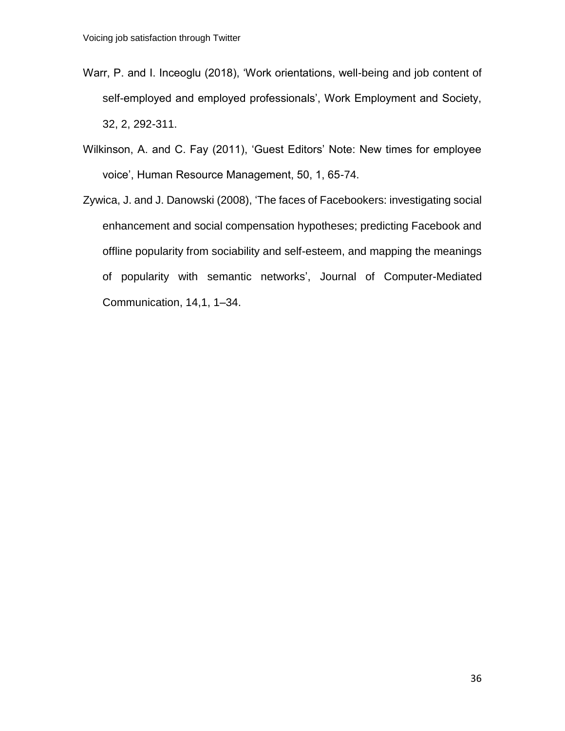Warr, P. and I. Inceoglu (2018), 'Work orientations, well-being and job content of self-employed and employed professionals', Work Employment and Society, 32, 2, 292-311.

Wilkinson, A. and C. Fay (2011), 'Guest Editors' Note: New times for employee voice', Human Resource Management, 50, 1, 65-74.

Zywica, J. and J. Danowski (2008), 'The faces of Facebookers: investigating social enhancement and social compensation hypotheses; predicting Facebook and offline popularity from sociability and self-esteem, and mapping the meanings of popularity with semantic networks', Journal of Computer-Mediated Communication, 14,1, 1–34.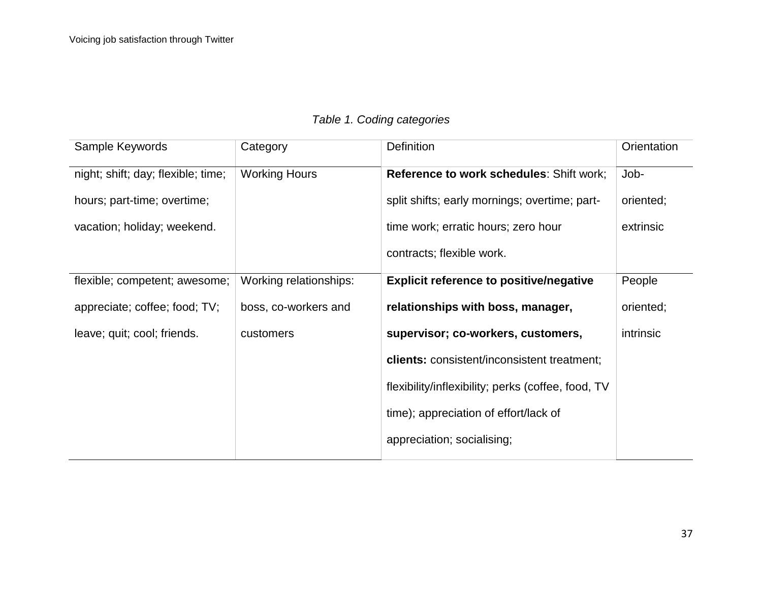*Table 1. Coding categories*

| Sample Keywords | Category | Definition | Orientation |
|---|---|---|---|
| night; shift; day; flexible; time; hours; part-time; overtime; vacation; holiday; weekend. | Working Hours | **Reference to work schedules**: Shift work; split shifts; early mornings; overtime; part-time work; erratic hours; zero hour contracts; flexible work. | Job-oriented; extrinsic |
| flexible; competent; awesome; appreciate; coffee; food; TV; leave; quit; cool; friends. | Working relationships: boss, co-workers and customers | **Explicit reference to positive/negative relationships with boss, manager, supervisor; co-workers, customers, clients:** consistent/inconsistent treatment; flexibility/inflexibility; perks (coffee, food, TV time); appreciation of effort/lack of appreciation; socialising; | People oriented; intrinsic |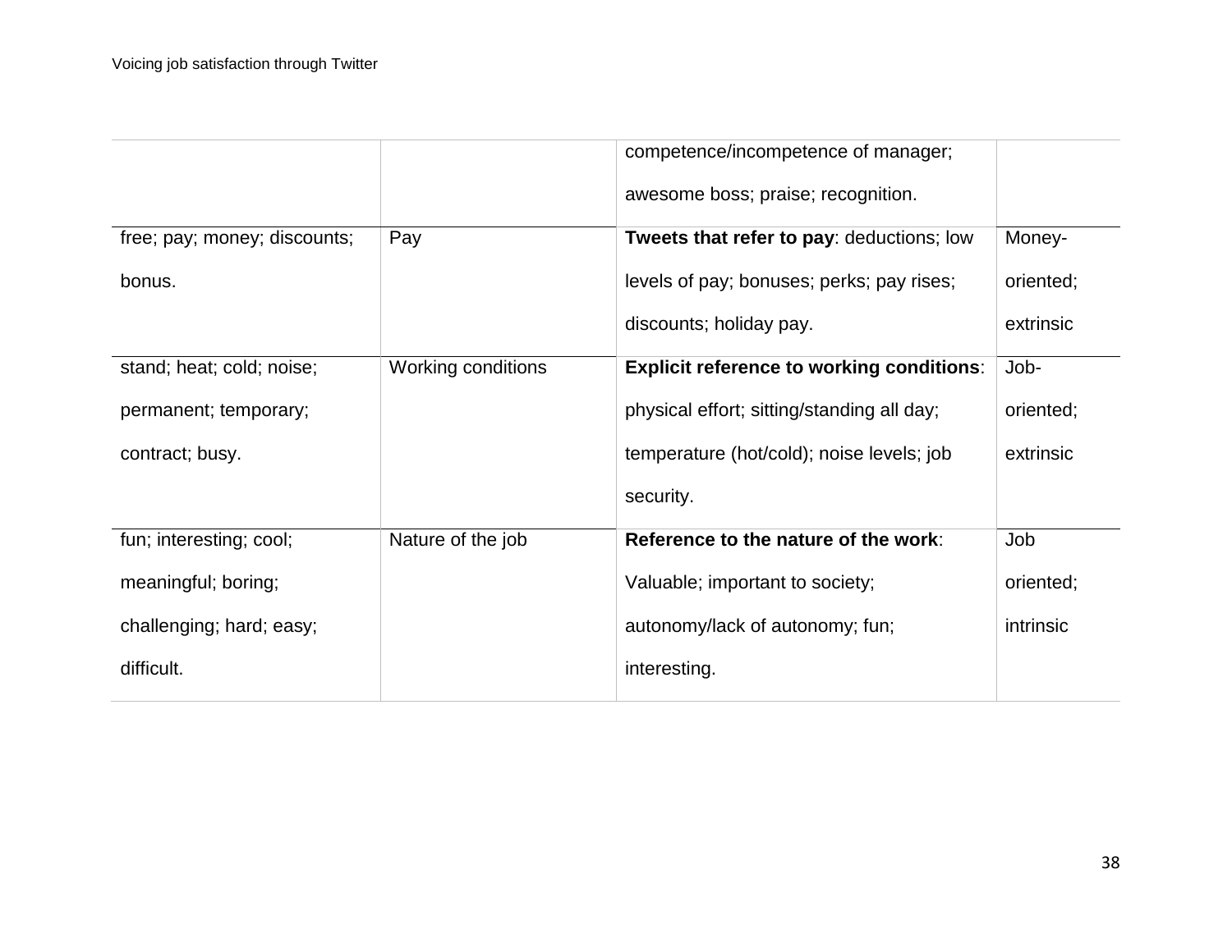| | | | |
|---|---|---|---|
| | | competence/incompetence of manager; awesome boss; praise; recognition. | |
| free; pay; money; discounts; bonus. | Pay | **Tweets that refer to pay**: deductions; low levels of pay; bonuses; perks; pay rises; discounts; holiday pay. | Money-oriented; extrinsic |
| stand; heat; cold; noise; permanent; temporary; contract; busy. | Working conditions | **Explicit reference to working conditions**: physical effort; sitting/standing all day; temperature (hot/cold); noise levels; job security. | Job-oriented; extrinsic |
| fun; interesting; cool; meaningful; boring; challenging; hard; easy; difficult. | Nature of the job | **Reference to the nature of the work**: Valuable; important to society; autonomy/lack of autonomy; fun; interesting. | Job oriented; intrinsic |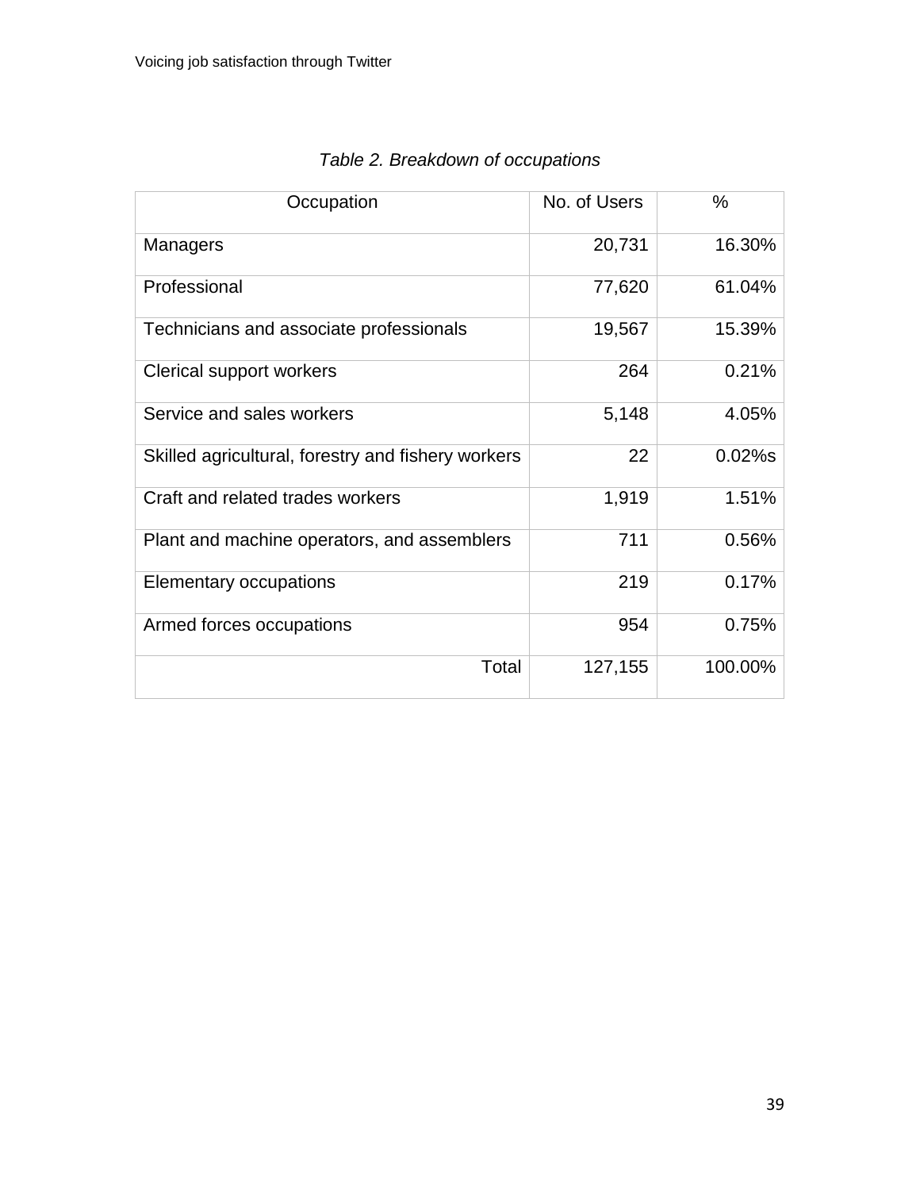*Table 2. Breakdown of occupations*

| Occupation | No. of Users | % |
|---|---|---|
| Managers | 20,731 | 16.30% |
| Professional | 77,620 | 61.04% |
| Technicians and associate professionals | 19,567 | 15.39% |
| Clerical support workers | 264 | 0.21% |
| Service and sales workers | 5,148 | 4.05% |
| Skilled agricultural, forestry and fishery workers | 22 | 0.02%s |
| Craft and related trades workers | 1,919 | 1.51% |
| Plant and machine operators, and assemblers | 711 | 0.56% |
| Elementary occupations | 219 | 0.17% |
| Armed forces occupations | 954 | 0.75% |
| Total | 127,155 | 100.00% |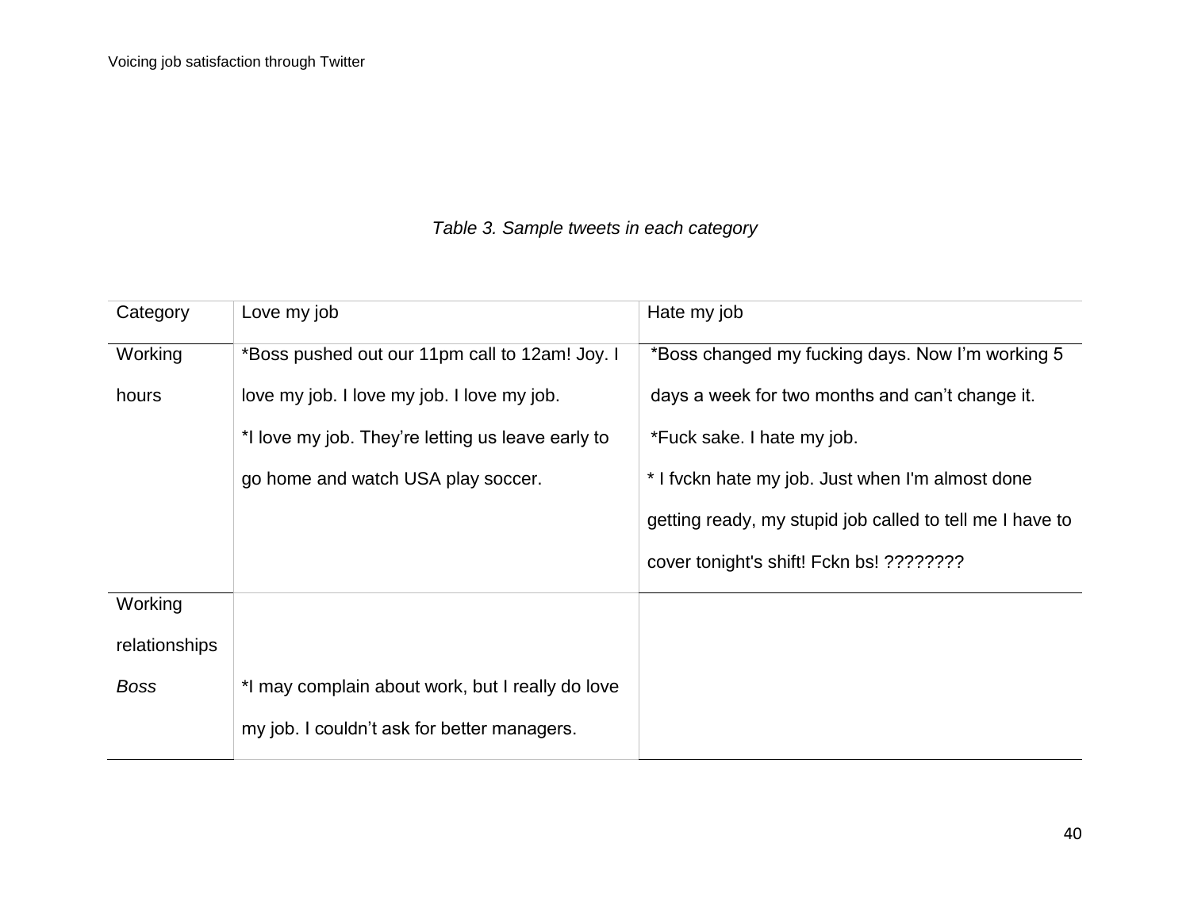*Table 3. Sample tweets in each category*

| Category | Love my job | Hate my job |
|---|---|---|
| Working hours | *Boss pushed out our 11pm call to 12am! Joy. I love my job. I love my job. I love my job.<br>*I love my job. They're letting us leave early to go home and watch USA play soccer. | *Boss changed my fucking days. Now I'm working 5 days a week for two months and can't change it.<br>*Fuck sake. I hate my job.<br>* I fvckn hate my job. Just when I'm almost done getting ready, my stupid job called to tell me I have to cover tonight's shift! Fckn bs! ???????? |
| Working relationships | | |
| *Boss* | *I may complain about work, but I really do love my job. I couldn't ask for better managers. | |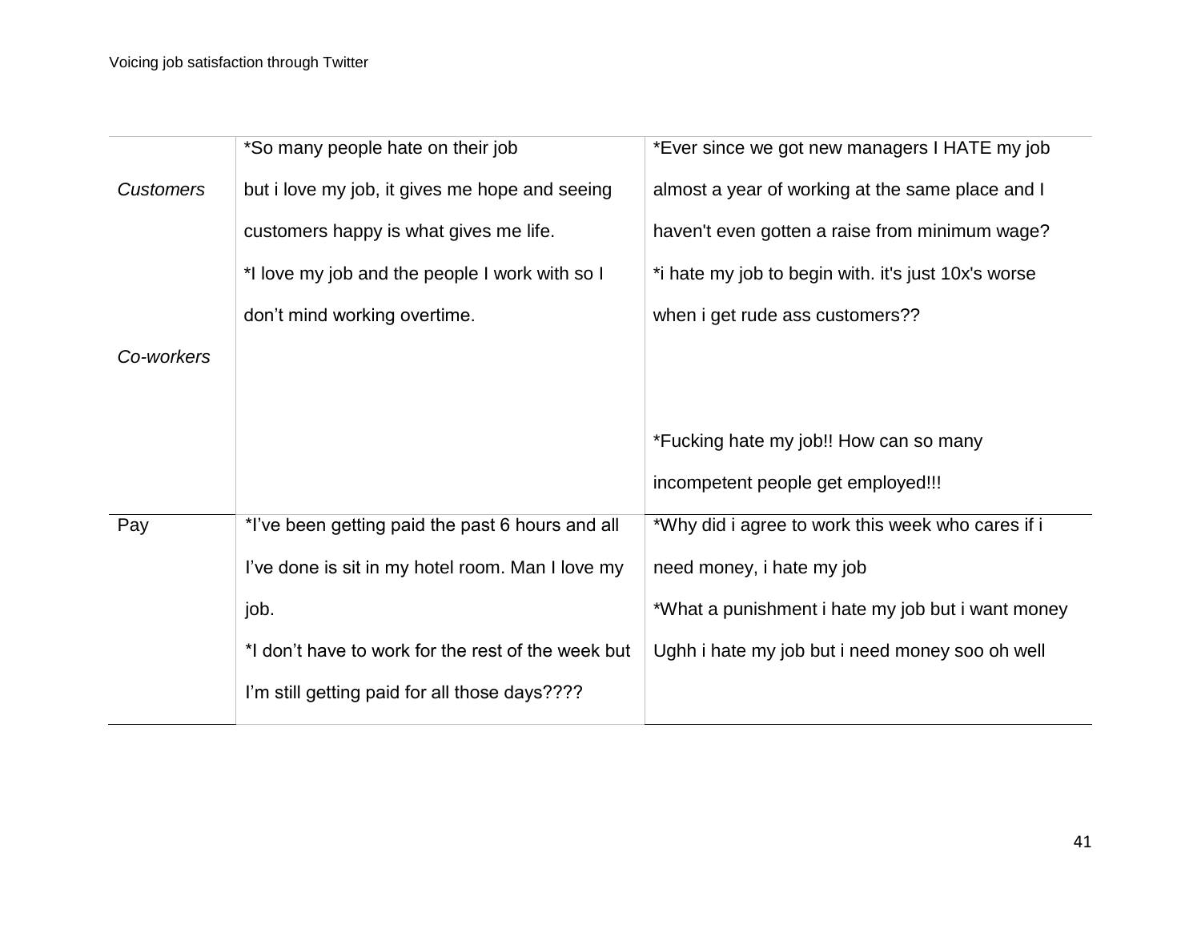| | | |
|---|---|---|
| *Customers* | *So many people hate on their job but i love my job, it gives me hope and seeing customers happy is what gives me life. | *Ever since we got new managers I HATE my job almost a year of working at the same place and I haven't even gotten a raise from minimum wage? |
| | *I love my job and the people I work with so I don't mind working overtime. | *i hate my job to begin with. it's just 10x's worse when i get rude ass customers?? |
| *Co-workers* | | *Fucking hate my job!! How can so many incompetent people get employed!!! |
| Pay | *I've been getting paid the past 6 hours and all I've done is sit in my hotel room. Man I love my job. | *Why did i agree to work this week who cares if i need money, i hate my job |
| | *I don't have to work for the rest of the week but I'm still getting paid for all those days???? | *What a punishment i hate my job but i want money Ughh i hate my job but i need money soo oh well |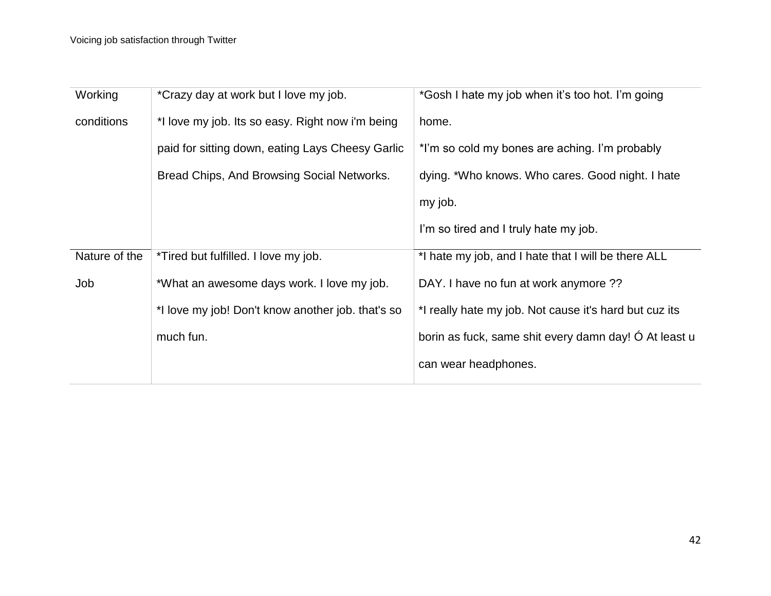| | | |
|---|---|---|
| Working conditions | *Crazy day at work but I love my job. *I love my job. Its so easy. Right now i'm being paid for sitting down, eating Lays Cheesy Garlic Bread Chips, And Browsing Social Networks. | *Gosh I hate my job when it's too hot. I'm going home. *I'm so cold my bones are aching. I'm probably dying. *Who knows. Who cares. Good night. I hate my job. I'm so tired and I truly hate my job. |
| Nature of the Job | *Tired but fulfilled. I love my job. *What an awesome days work. I love my job. *I love my job! Don't know another job. that's so much fun. | *I hate my job, and I hate that I will be there ALL DAY. I have no fun at work anymore ?? *I really hate my job. Not cause it's hard but cuz its borin as fuck, same shit every damn day! Ó At least u can wear headphones. |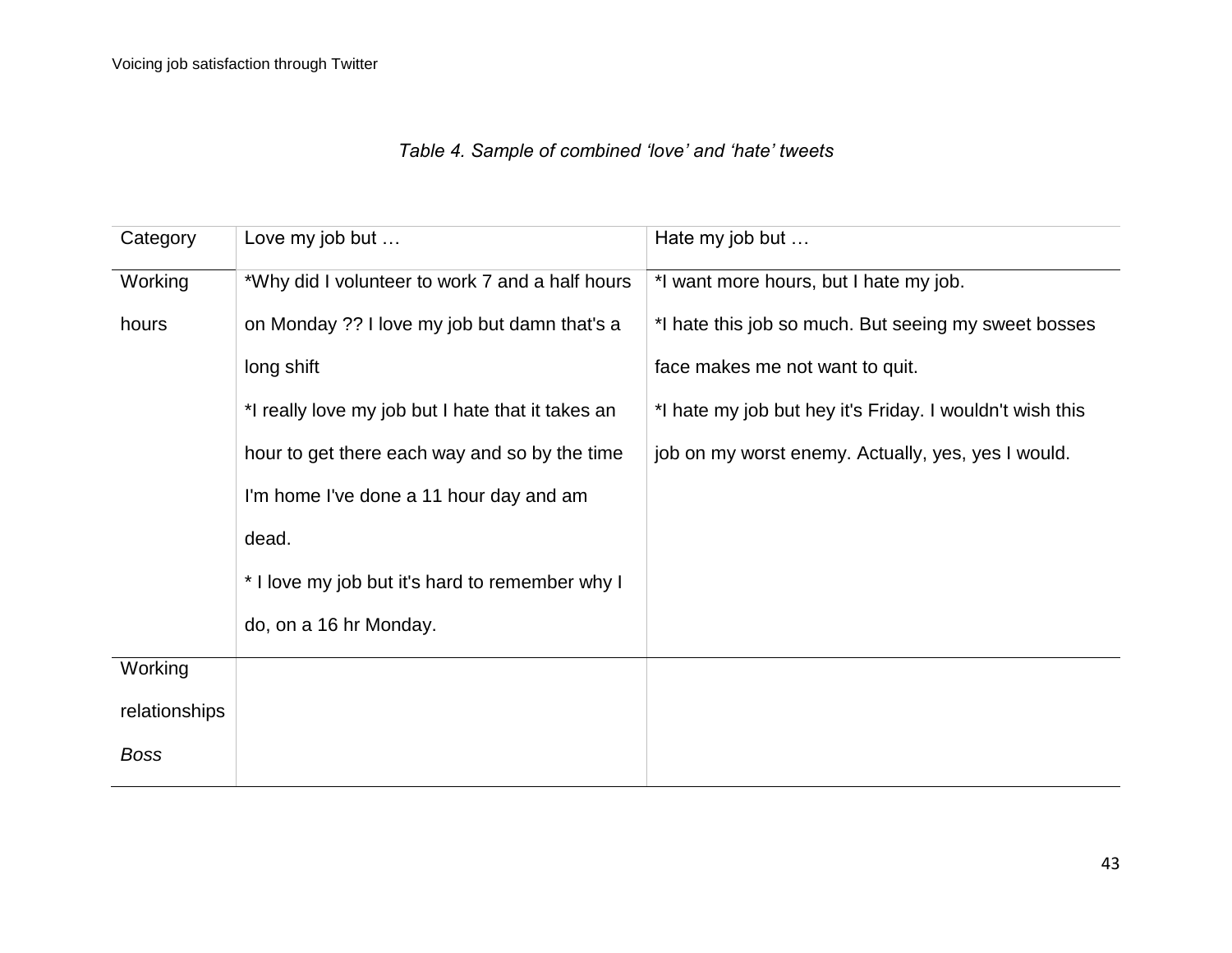*Table 4. Sample of combined 'love' and 'hate' tweets*

| Category | Love my job but … | Hate my job but … |
|---|---|---|
| Working hours | *Why did I volunteer to work 7 and a half hours on Monday ?? I love my job but damn that's a long shift<br>*I really love my job but I hate that it takes an hour to get there each way and so by the time I'm home I've done a 11 hour day and am dead.<br>* I love my job but it's hard to remember why I do, on a 16 hr Monday. | *I want more hours, but I hate my job.<br>*I hate this job so much. But seeing my sweet bosses face makes me not want to quit.<br>*I hate my job but hey it's Friday. I wouldn't wish this job on my worst enemy. Actually, yes, yes I would. |
| Working relationships<br>*Boss* | | |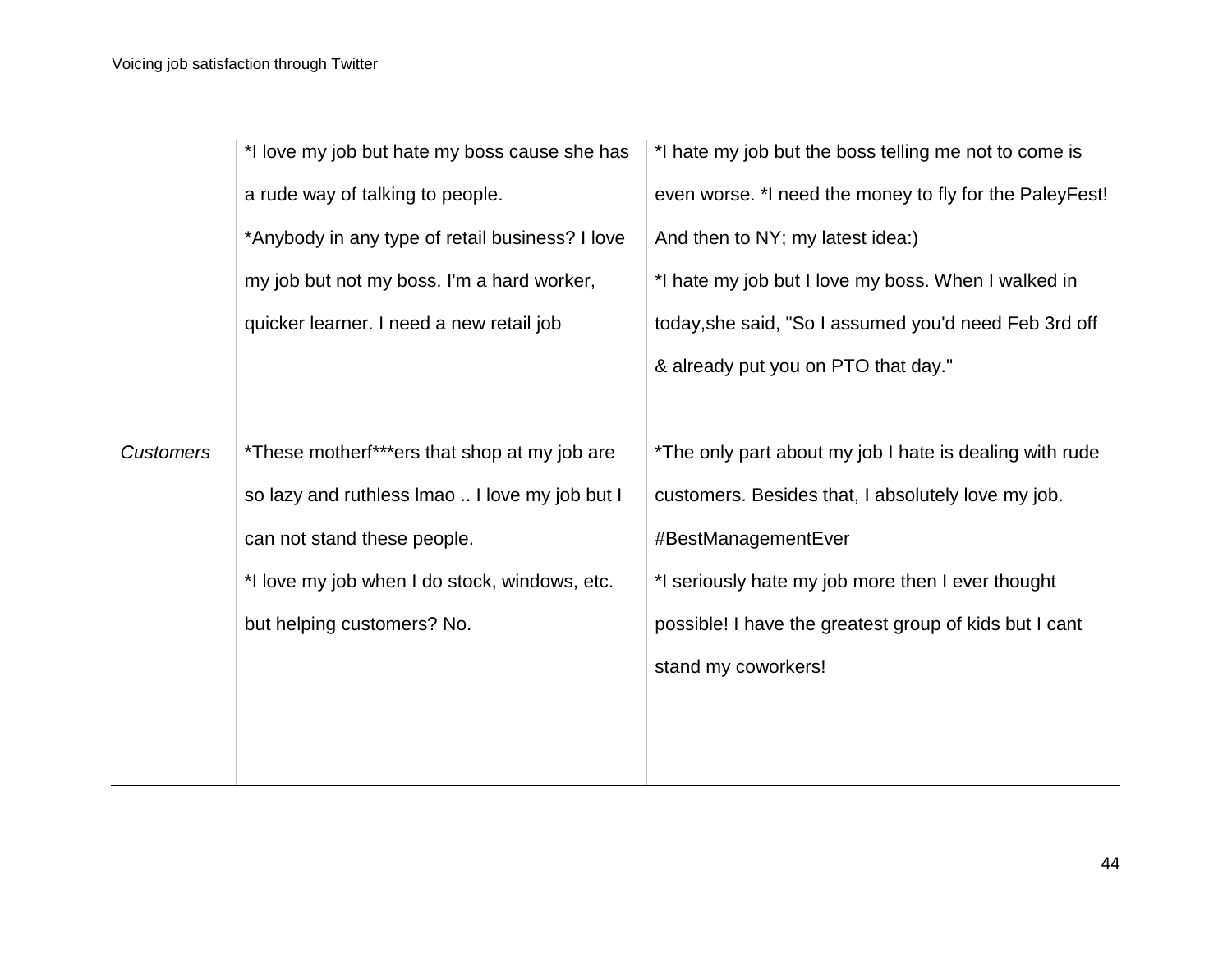| | | |
|---|---|---|
| | *I love my job but hate my boss cause she has a rude way of talking to people.<br>*Anybody in any type of retail business? I love my job but not my boss. I'm a hard worker, quicker learner. I need a new retail job | *I hate my job but the boss telling me not to come is even worse. *I need the money to fly for the PaleyFest! And then to NY; my latest idea:)<br>*I hate my job but I love my boss. When I walked in today,she said, "So I assumed you'd need Feb 3rd off & already put you on PTO that day." |
| *Customers* | *These motherf***ers that shop at my job are so lazy and ruthless lmao .. I love my job but I can not stand these people.<br>*I love my job when I do stock, windows, etc. but helping customers? No. | *The only part about my job I hate is dealing with rude customers. Besides that, I absolutely love my job. #BestManagementEver<br>*I seriously hate my job more then I ever thought possible! I have the greatest group of kids but I cant stand my coworkers! |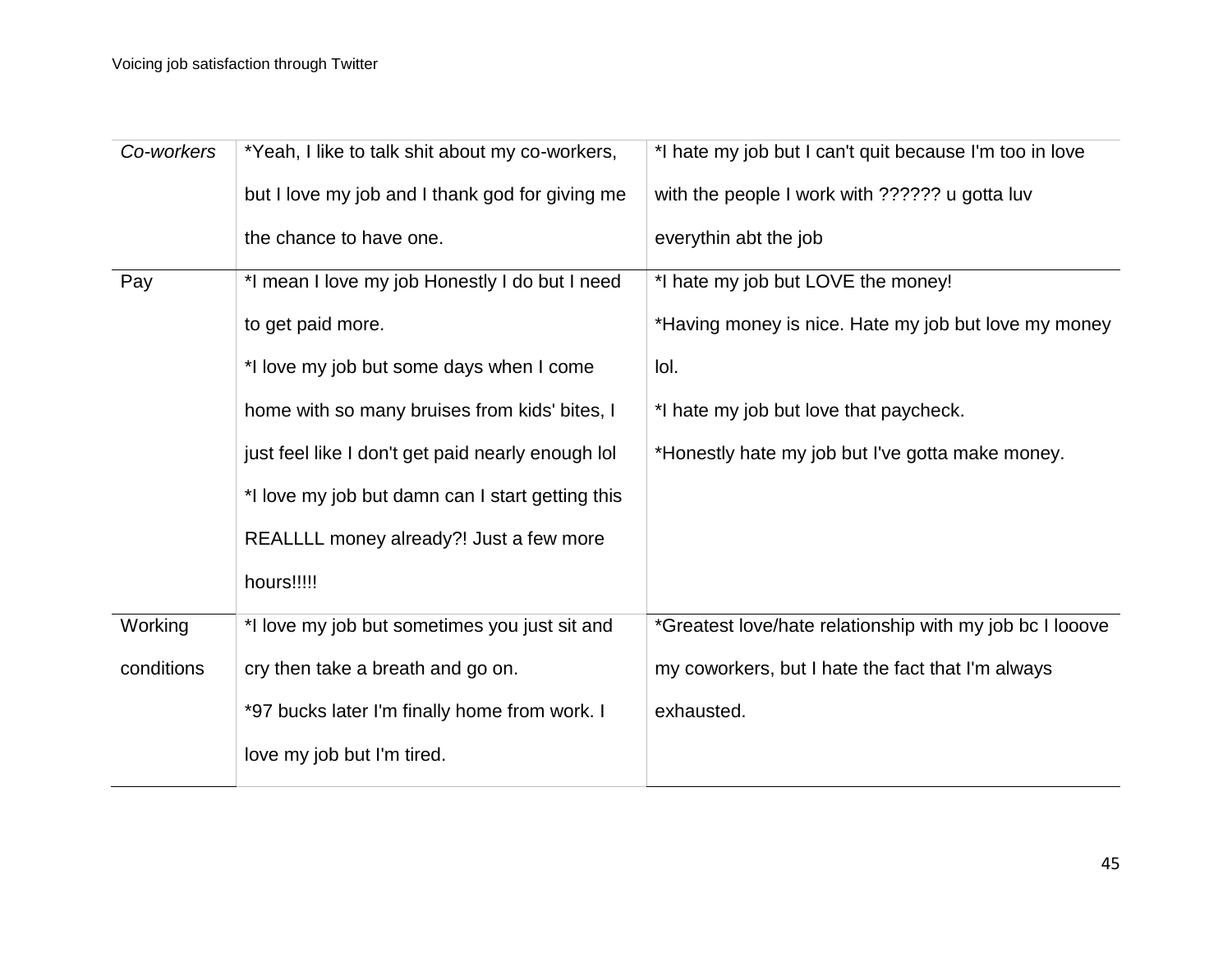| | | |
|---|---|---|
| *Co-workers* | *Yeah, I like to talk shit about my co-workers, but I love my job and I thank god for giving me the chance to have one. | *I hate my job but I can't quit because I'm too in love with the people I work with ?????? u gotta luv everythin abt the job |
| Pay | *I mean I love my job Honestly I do but I need to get paid more.<br>*I love my job but some days when I come home with so many bruises from kids' bites, I just feel like I don't get paid nearly enough lol<br>*I love my job but damn can I start getting this REALLLL money already?! Just a few more hours!!!!! | *I hate my job but LOVE the money!<br>*Having money is nice. Hate my job but love my money lol.<br>*I hate my job but love that paycheck.<br>*Honestly hate my job but I've gotta make money. |
| Working conditions | *I love my job but sometimes you just sit and cry then take a breath and go on.<br>*97 bucks later I'm finally home from work. I love my job but I'm tired. | *Greatest love/hate relationship with my job bc I looove my coworkers, but I hate the fact that I'm always exhausted. |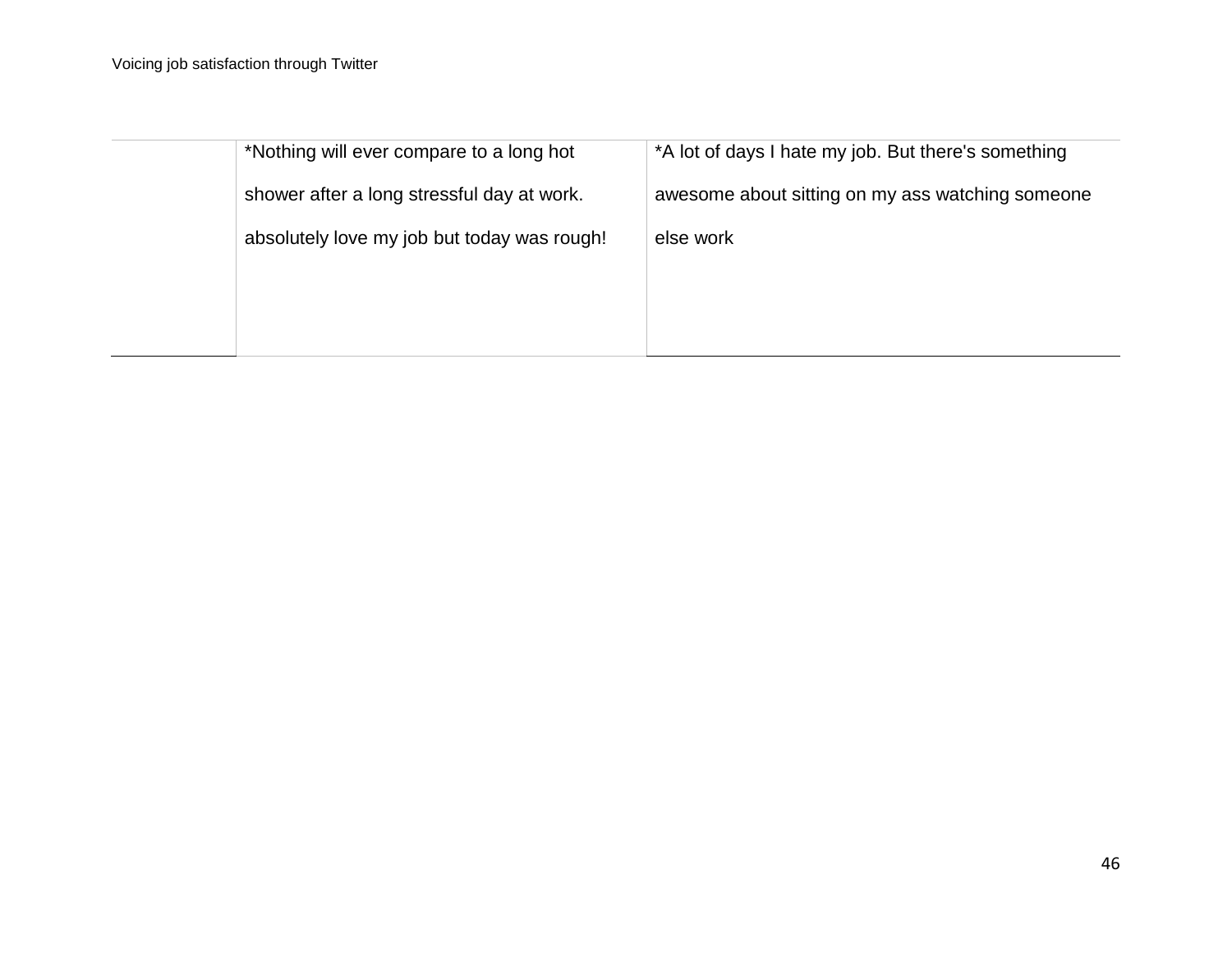| | | |
|---|---|---|
| | *Nothing will ever compare to a long hot shower after a long stressful day at work. absolutely love my job but today was rough! | *A lot of days I hate my job. But there's something awesome about sitting on my ass watching someone else work |